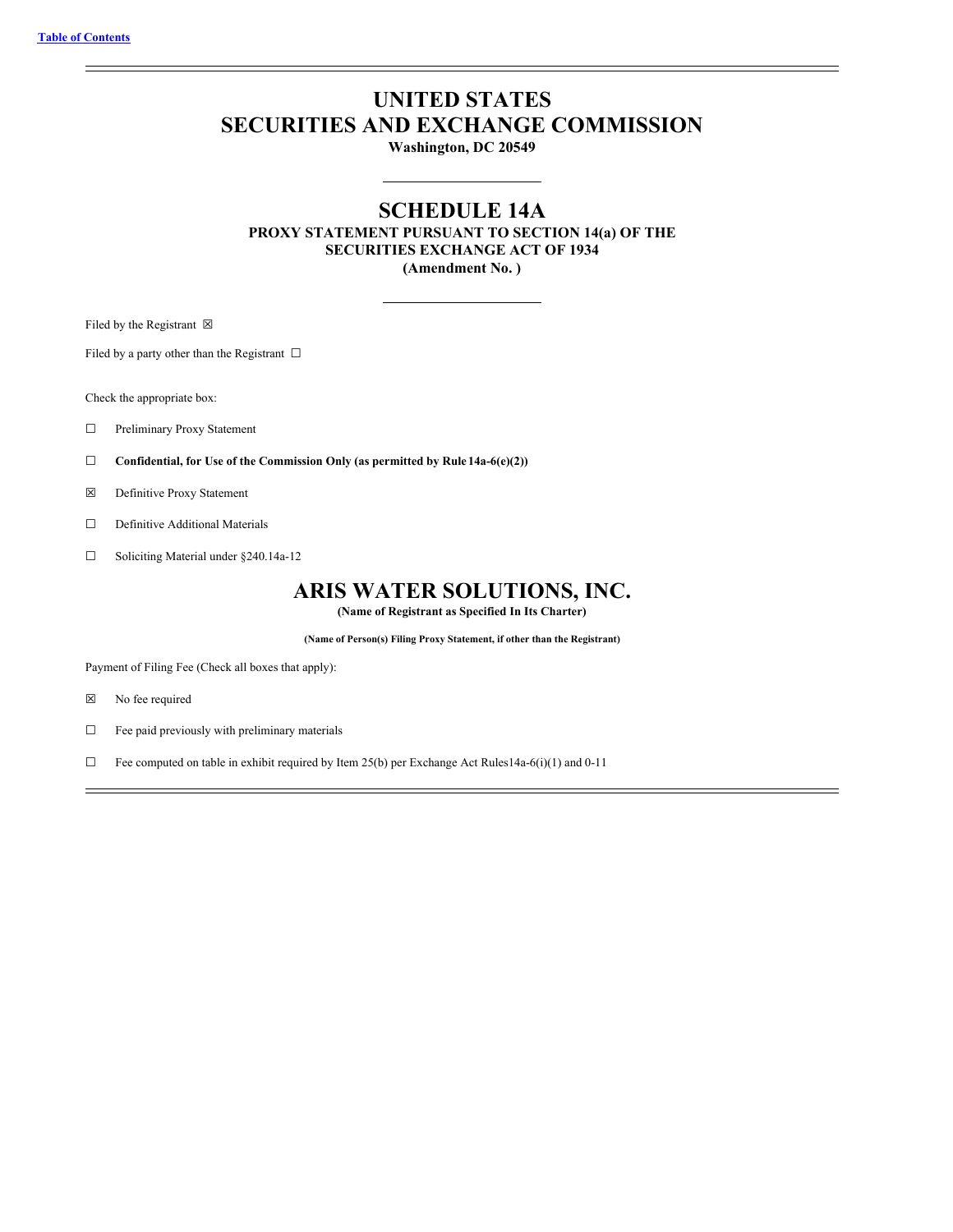[Table of Contents](#)

# UNITED STATES
# SECURITIES AND EXCHANGE COMMISSION

**Washington, DC 20549**

## SCHEDULE 14A

**PROXY STATEMENT PURSUANT TO SECTION 14(a) OF THE SECURITIES EXCHANGE ACT OF 1934**
**(Amendment No. )**

Filed by the Registrant ☒

Filed by a party other than the Registrant ☐

Check the appropriate box:

☐ Preliminary Proxy Statement

☐ **Confidential, for Use of the Commission Only (as permitted by Rule 14a-6(e)(2))**

☒ Definitive Proxy Statement

☐ Definitive Additional Materials

☐ Soliciting Material under §240.14a-12

# ARIS WATER SOLUTIONS, INC.

**(Name of Registrant as Specified In Its Charter)**

**(Name of Person(s) Filing Proxy Statement, if other than the Registrant)**

Payment of Filing Fee (Check all boxes that apply):

☒ No fee required

☐ Fee paid previously with preliminary materials

☐ Fee computed on table in exhibit required by Item 25(b) per Exchange Act Rules14a-6(i)(1) and 0-11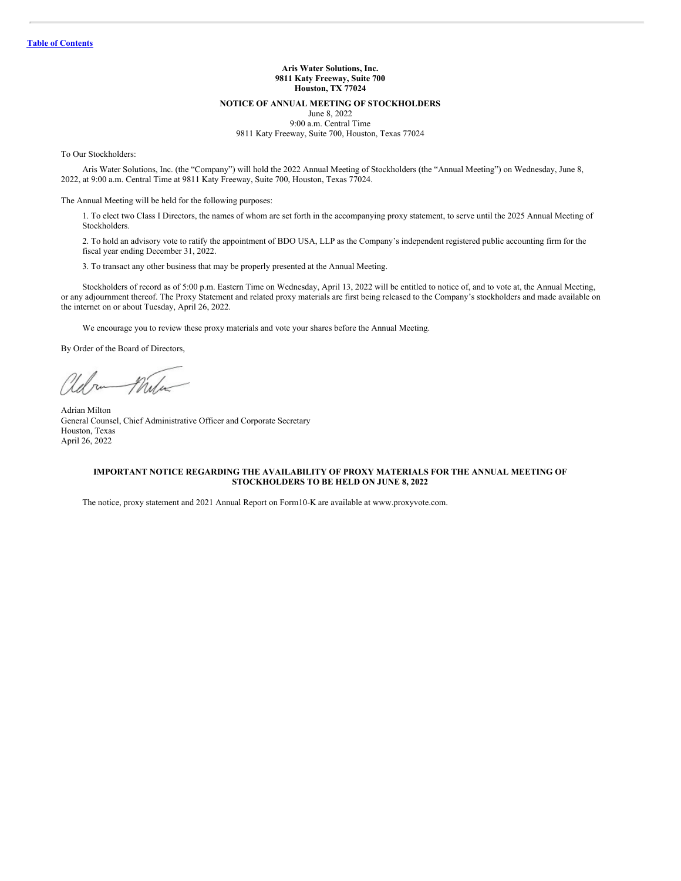**Aris Water Solutions, Inc.**
**9811 Katy Freeway, Suite 700**
**Houston, TX 77024**

**NOTICE OF ANNUAL MEETING OF STOCKHOLDERS**

June 8, 2022
9:00 a.m. Central Time
9811 Katy Freeway, Suite 700, Houston, Texas 77024

To Our Stockholders:

Aris Water Solutions, Inc. (the "Company") will hold the 2022 Annual Meeting of Stockholders (the "Annual Meeting") on Wednesday, June 8, 2022, at 9:00 a.m. Central Time at 9811 Katy Freeway, Suite 700, Houston, Texas 77024.

The Annual Meeting will be held for the following purposes:

1. To elect two Class I Directors, the names of whom are set forth in the accompanying proxy statement, to serve until the 2025 Annual Meeting of Stockholders.

2. To hold an advisory vote to ratify the appointment of BDO USA, LLP as the Company's independent registered public accounting firm for the fiscal year ending December 31, 2022.

3. To transact any other business that may be properly presented at the Annual Meeting.

Stockholders of record as of 5:00 p.m. Eastern Time on Wednesday, April 13, 2022 will be entitled to notice of, and to vote at, the Annual Meeting, or any adjournment thereof. The Proxy Statement and related proxy materials are first being released to the Company's stockholders and made available on the internet on or about Tuesday, April 26, 2022.

We encourage you to review these proxy materials and vote your shares before the Annual Meeting.

By Order of the Board of Directors,

Adrian Milton
General Counsel, Chief Administrative Officer and Corporate Secretary
Houston, Texas
April 26, 2022

**IMPORTANT NOTICE REGARDING THE AVAILABILITY OF PROXY MATERIALS FOR THE ANNUAL MEETING OF STOCKHOLDERS TO BE HELD ON JUNE 8, 2022**

The notice, proxy statement and 2021 Annual Report on Form10-K are available at www.proxyvote.com.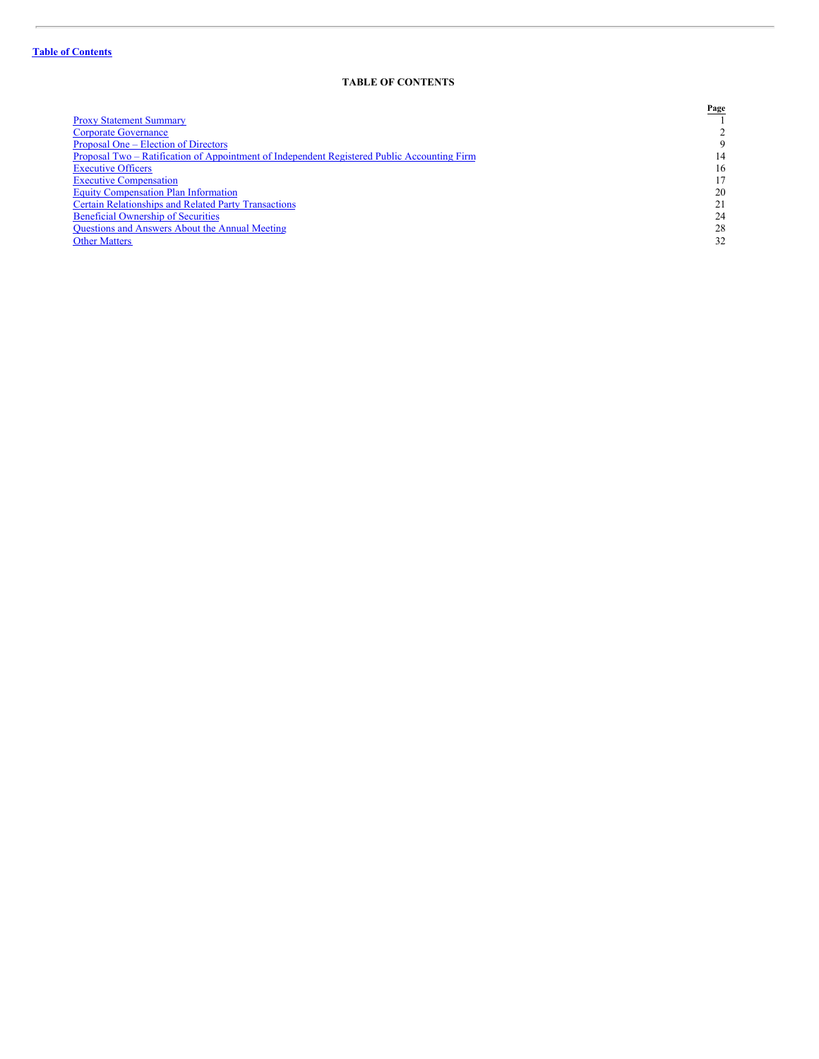**Table of Contents**

# TABLE OF CONTENTS

| | Page |
|---|---|
| Proxy Statement Summary | 1 |
| Corporate Governance | 2 |
| Proposal One – Election of Directors | 9 |
| Proposal Two – Ratification of Appointment of Independent Registered Public Accounting Firm | 14 |
| Executive Officers | 16 |
| Executive Compensation | 17 |
| Equity Compensation Plan Information | 20 |
| Certain Relationships and Related Party Transactions | 21 |
| Beneficial Ownership of Securities | 24 |
| Questions and Answers About the Annual Meeting | 28 |
| Other Matters | 32 |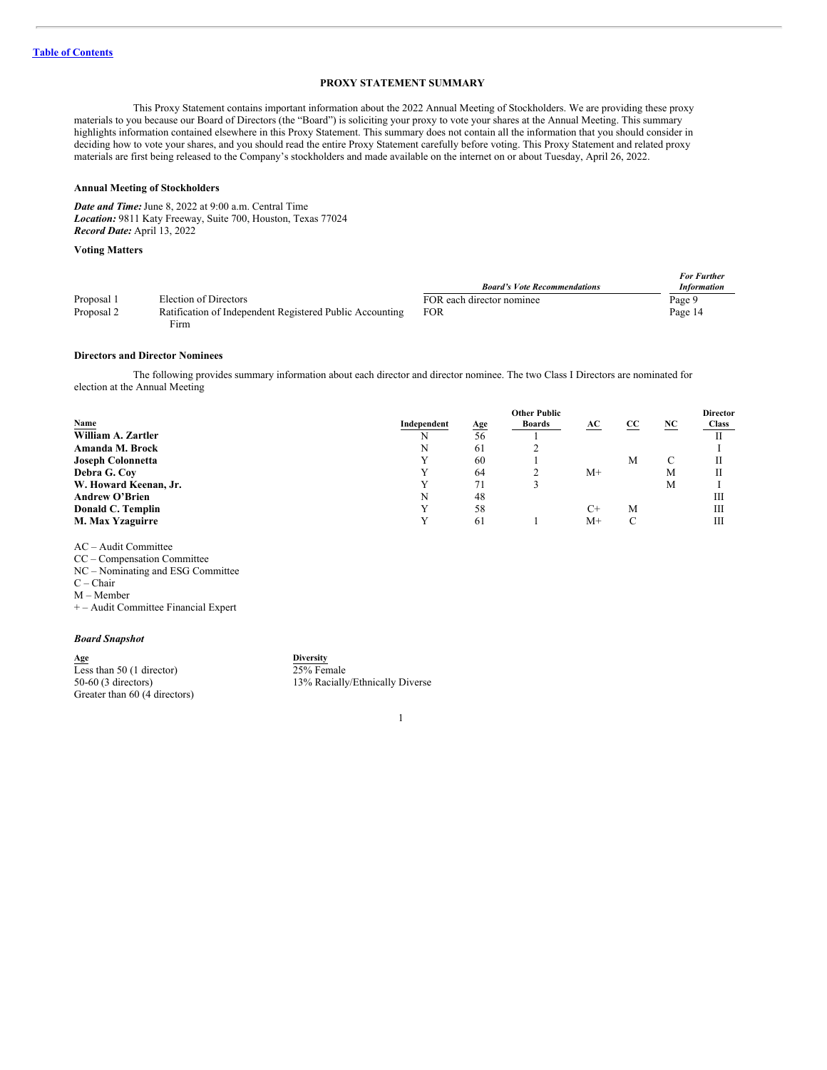[Table of Contents](#)

# PROXY STATEMENT SUMMARY

This Proxy Statement contains important information about the 2022 Annual Meeting of Stockholders. We are providing these proxy materials to you because our Board of Directors (the "Board") is soliciting your proxy to vote your shares at the Annual Meeting. This summary highlights information contained elsewhere in this Proxy Statement. This summary does not contain all the information that you should consider in deciding how to vote your shares, and you should read the entire Proxy Statement carefully before voting. This Proxy Statement and related proxy materials are first being released to the Company's stockholders and made available on the internet on or about Tuesday, April 26, 2022.

**Annual Meeting of Stockholders**

***Date and Time:*** June 8, 2022 at 9:00 a.m. Central Time
***Location:*** 9811 Katy Freeway, Suite 700, Houston, Texas 77024
***Record Date:*** April 13, 2022

**Voting Matters**

| | | *Board's Vote Recommendations* | *For Further Information* |
|---|---|---|---|
| Proposal 1 | Election of Directors | FOR each director nominee | Page 9 |
| Proposal 2 | Ratification of Independent Registered Public Accounting Firm | FOR | Page 14 |

**Directors and Director Nominees**

The following provides summary information about each director and director nominee. The two Class I Directors are nominated for election at the Annual Meeting

| Name | Independent | Age | Other Public Boards | AC | CC | NC | Director Class |
|---|---|---|---|---|---|---|---|
| **William A. Zartler** | N | 56 | 1 | | | | II |
| **Amanda M. Brock** | N | 61 | 2 | | | | I |
| **Joseph Colonnetta** | Y | 60 | 1 | | M | C | II |
| **Debra G. Coy** | Y | 64 | 2 | M+ | | M | II |
| **W. Howard Keenan, Jr.** | Y | 71 | 3 | | | M | I |
| **Andrew O'Brien** | N | 48 | | | | | III |
| **Donald C. Templin** | Y | 58 | | C+ | M | | III |
| **M. Max Yzaguirre** | Y | 61 | 1 | M+ | C | | III |

AC – Audit Committee
CC – Compensation Committee
NC – Nominating and ESG Committee
C – Chair
M – Member
+ – Audit Committee Financial Expert

***Board Snapshot***

**Age**
Less than 50 (1 director)
50-60 (3 directors)
Greater than 60 (4 directors)

**Diversity**
25% Female
13% Racially/Ethnically Diverse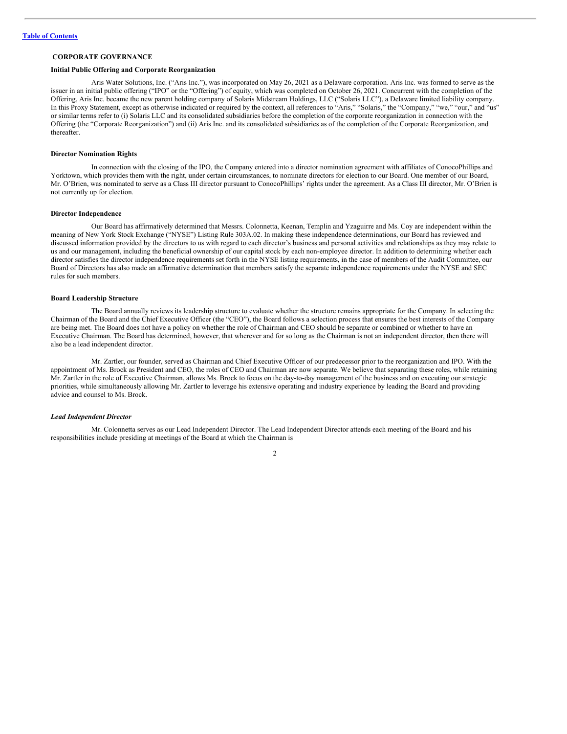[Table of Contents](#)

## CORPORATE GOVERNANCE

### Initial Public Offering and Corporate Reorganization

Aris Water Solutions, Inc. ("Aris Inc."), was incorporated on May 26, 2021 as a Delaware corporation. Aris Inc. was formed to serve as the issuer in an initial public offering ("IPO" or the "Offering") of equity, which was completed on October 26, 2021. Concurrent with the completion of the Offering, Aris Inc. became the new parent holding company of Solaris Midstream Holdings, LLC ("Solaris LLC"), a Delaware limited liability company. In this Proxy Statement, except as otherwise indicated or required by the context, all references to "Aris," "Solaris," the "Company," "we," "our," and "us" or similar terms refer to (i) Solaris LLC and its consolidated subsidiaries before the completion of the corporate reorganization in connection with the Offering (the "Corporate Reorganization") and (ii) Aris Inc. and its consolidated subsidiaries as of the completion of the Corporate Reorganization, and thereafter.

### Director Nomination Rights

In connection with the closing of the IPO, the Company entered into a director nomination agreement with affiliates of ConocoPhillips and Yorktown, which provides them with the right, under certain circumstances, to nominate directors for election to our Board. One member of our Board, Mr. O'Brien, was nominated to serve as a Class III director pursuant to ConocoPhillips' rights under the agreement. As a Class III director, Mr. O'Brien is not currently up for election.

### Director Independence

Our Board has affirmatively determined that Messrs. Colonnetta, Keenan, Templin and Yzaguirre and Ms. Coy are independent within the meaning of New York Stock Exchange ("NYSE") Listing Rule 303A.02. In making these independence determinations, our Board has reviewed and discussed information provided by the directors to us with regard to each director's business and personal activities and relationships as they may relate to us and our management, including the beneficial ownership of our capital stock by each non-employee director. In addition to determining whether each director satisfies the director independence requirements set forth in the NYSE listing requirements, in the case of members of the Audit Committee, our Board of Directors has also made an affirmative determination that members satisfy the separate independence requirements under the NYSE and SEC rules for such members.

### Board Leadership Structure

The Board annually reviews its leadership structure to evaluate whether the structure remains appropriate for the Company. In selecting the Chairman of the Board and the Chief Executive Officer (the "CEO"), the Board follows a selection process that ensures the best interests of the Company are being met. The Board does not have a policy on whether the role of Chairman and CEO should be separate or combined or whether to have an Executive Chairman. The Board has determined, however, that wherever and for so long as the Chairman is not an independent director, then there will also be a lead independent director.

Mr. Zartler, our founder, served as Chairman and Chief Executive Officer of our predecessor prior to the reorganization and IPO. With the appointment of Ms. Brock as President and CEO, the roles of CEO and Chairman are now separate. We believe that separating these roles, while retaining Mr. Zartler in the role of Executive Chairman, allows Ms. Brock to focus on the day-to-day management of the business and on executing our strategic priorities, while simultaneously allowing Mr. Zartler to leverage his extensive operating and industry experience by leading the Board and providing advice and counsel to Ms. Brock.

#### *Lead Independent Director*

Mr. Colonnetta serves as our Lead Independent Director. The Lead Independent Director attends each meeting of the Board and his responsibilities include presiding at meetings of the Board at which the Chairman is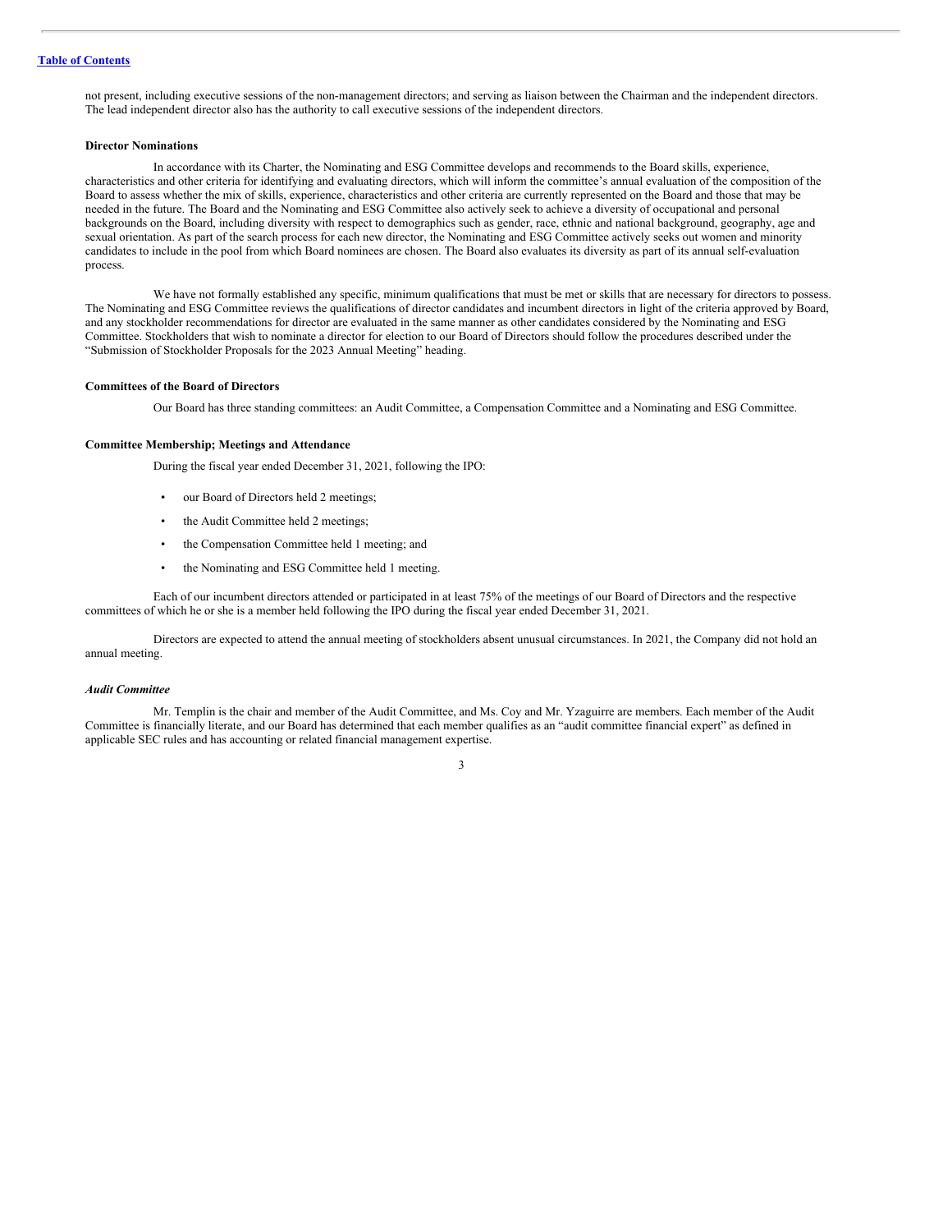not present, including executive sessions of the non-management directors; and serving as liaison between the Chairman and the independent directors. The lead independent director also has the authority to call executive sessions of the independent directors.

**Director Nominations**

In accordance with its Charter, the Nominating and ESG Committee develops and recommends to the Board skills, experience, characteristics and other criteria for identifying and evaluating directors, which will inform the committee's annual evaluation of the composition of the Board to assess whether the mix of skills, experience, characteristics and other criteria are currently represented on the Board and those that may be needed in the future. The Board and the Nominating and ESG Committee also actively seek to achieve a diversity of occupational and personal backgrounds on the Board, including diversity with respect to demographics such as gender, race, ethnic and national background, geography, age and sexual orientation. As part of the search process for each new director, the Nominating and ESG Committee actively seeks out women and minority candidates to include in the pool from which Board nominees are chosen. The Board also evaluates its diversity as part of its annual self-evaluation process.

We have not formally established any specific, minimum qualifications that must be met or skills that are necessary for directors to possess. The Nominating and ESG Committee reviews the qualifications of director candidates and incumbent directors in light of the criteria approved by Board, and any stockholder recommendations for director are evaluated in the same manner as other candidates considered by the Nominating and ESG Committee. Stockholders that wish to nominate a director for election to our Board of Directors should follow the procedures described under the "Submission of Stockholder Proposals for the 2023 Annual Meeting" heading.

**Committees of the Board of Directors**

Our Board has three standing committees: an Audit Committee, a Compensation Committee and a Nominating and ESG Committee.

**Committee Membership; Meetings and Attendance**

During the fiscal year ended December 31, 2021, following the IPO:

- our Board of Directors held 2 meetings;
- the Audit Committee held 2 meetings;
- the Compensation Committee held 1 meeting; and
- the Nominating and ESG Committee held 1 meeting.

Each of our incumbent directors attended or participated in at least 75% of the meetings of our Board of Directors and the respective committees of which he or she is a member held following the IPO during the fiscal year ended December 31, 2021.

Directors are expected to attend the annual meeting of stockholders absent unusual circumstances. In 2021, the Company did not hold an annual meeting.

***Audit Committee***

Mr. Templin is the chair and member of the Audit Committee, and Ms. Coy and Mr. Yzaguirre are members. Each member of the Audit Committee is financially literate, and our Board has determined that each member qualifies as an "audit committee financial expert" as defined in applicable SEC rules and has accounting or related financial management expertise.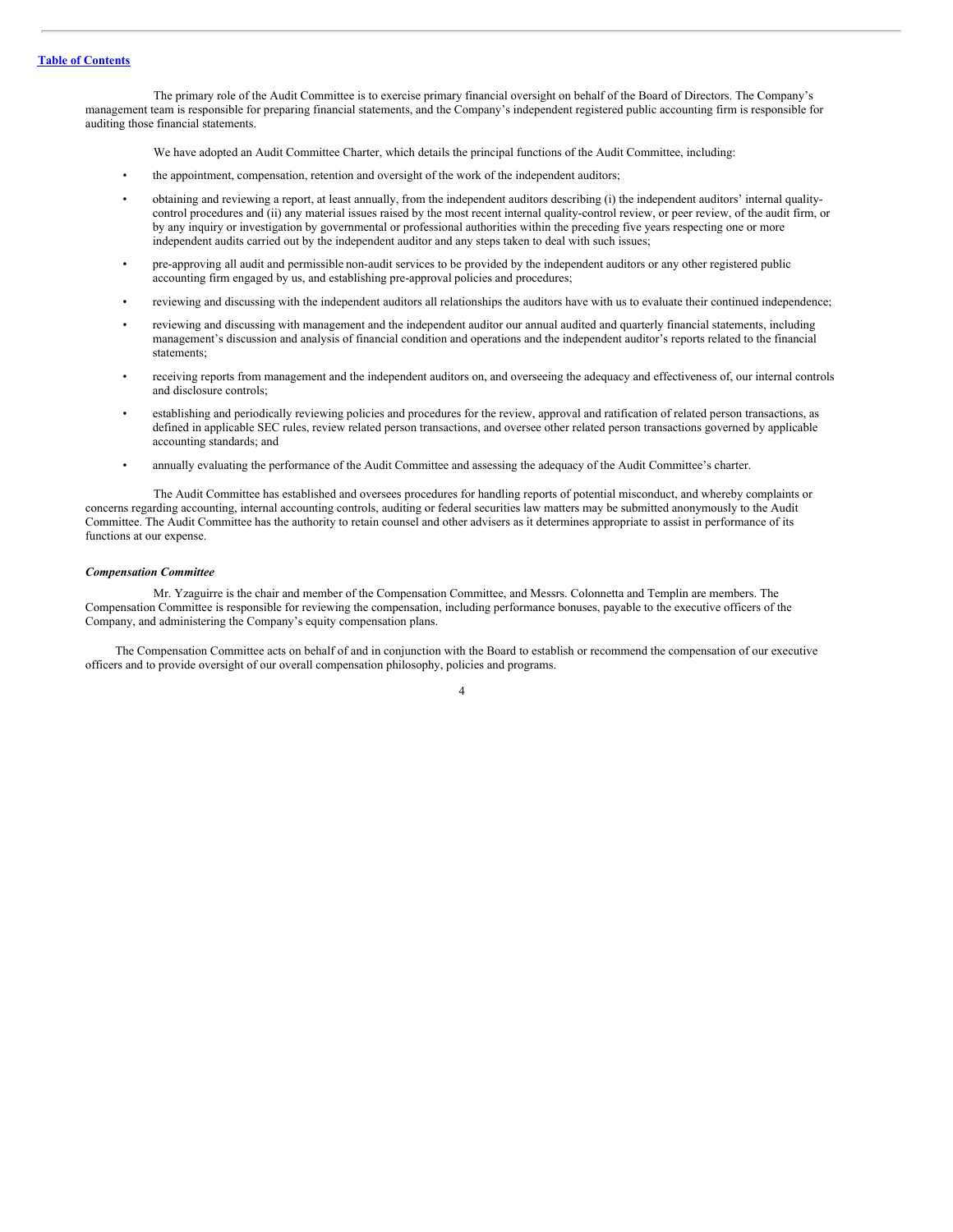The primary role of the Audit Committee is to exercise primary financial oversight on behalf of the Board of Directors. The Company's management team is responsible for preparing financial statements, and the Company's independent registered public accounting firm is responsible for auditing those financial statements.

We have adopted an Audit Committee Charter, which details the principal functions of the Audit Committee, including:

- the appointment, compensation, retention and oversight of the work of the independent auditors;
- obtaining and reviewing a report, at least annually, from the independent auditors describing (i) the independent auditors' internal quality-control procedures and (ii) any material issues raised by the most recent internal quality-control review, or peer review, of the audit firm, or by any inquiry or investigation by governmental or professional authorities within the preceding five years respecting one or more independent audits carried out by the independent auditor and any steps taken to deal with such issues;
- pre-approving all audit and permissible non-audit services to be provided by the independent auditors or any other registered public accounting firm engaged by us, and establishing pre-approval policies and procedures;
- reviewing and discussing with the independent auditors all relationships the auditors have with us to evaluate their continued independence;
- reviewing and discussing with management and the independent auditor our annual audited and quarterly financial statements, including management's discussion and analysis of financial condition and operations and the independent auditor's reports related to the financial statements;
- receiving reports from management and the independent auditors on, and overseeing the adequacy and effectiveness of, our internal controls and disclosure controls;
- establishing and periodically reviewing policies and procedures for the review, approval and ratification of related person transactions, as defined in applicable SEC rules, review related person transactions, and oversee other related person transactions governed by applicable accounting standards; and
- annually evaluating the performance of the Audit Committee and assessing the adequacy of the Audit Committee's charter.

The Audit Committee has established and oversees procedures for handling reports of potential misconduct, and whereby complaints or concerns regarding accounting, internal accounting controls, auditing or federal securities law matters may be submitted anonymously to the Audit Committee. The Audit Committee has the authority to retain counsel and other advisers as it determines appropriate to assist in performance of its functions at our expense.

***Compensation Committee***

Mr. Yzaguirre is the chair and member of the Compensation Committee, and Messrs. Colonnetta and Templin are members. The Compensation Committee is responsible for reviewing the compensation, including performance bonuses, payable to the executive officers of the Company, and administering the Company's equity compensation plans.

The Compensation Committee acts on behalf of and in conjunction with the Board to establish or recommend the compensation of our executive officers and to provide oversight of our overall compensation philosophy, policies and programs.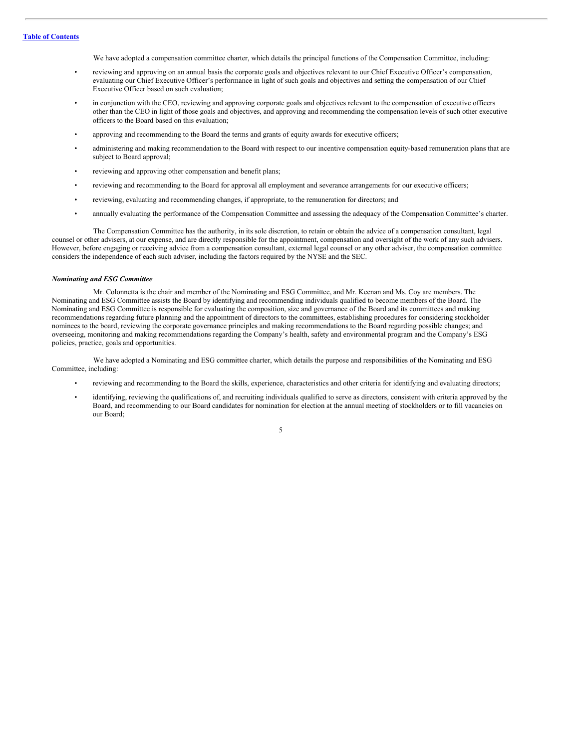We have adopted a compensation committee charter, which details the principal functions of the Compensation Committee, including:

- reviewing and approving on an annual basis the corporate goals and objectives relevant to our Chief Executive Officer's compensation, evaluating our Chief Executive Officer's performance in light of such goals and objectives and setting the compensation of our Chief Executive Officer based on such evaluation;
- in conjunction with the CEO, reviewing and approving corporate goals and objectives relevant to the compensation of executive officers other than the CEO in light of those goals and objectives, and approving and recommending the compensation levels of such other executive officers to the Board based on this evaluation;
- approving and recommending to the Board the terms and grants of equity awards for executive officers;
- administering and making recommendation to the Board with respect to our incentive compensation equity-based remuneration plans that are subject to Board approval;
- reviewing and approving other compensation and benefit plans;
- reviewing and recommending to the Board for approval all employment and severance arrangements for our executive officers;
- reviewing, evaluating and recommending changes, if appropriate, to the remuneration for directors; and
- annually evaluating the performance of the Compensation Committee and assessing the adequacy of the Compensation Committee's charter.

The Compensation Committee has the authority, in its sole discretion, to retain or obtain the advice of a compensation consultant, legal counsel or other advisers, at our expense, and are directly responsible for the appointment, compensation and oversight of the work of any such advisers. However, before engaging or receiving advice from a compensation consultant, external legal counsel or any other adviser, the compensation committee considers the independence of each such adviser, including the factors required by the NYSE and the SEC.

***Nominating and ESG Committee***

Mr. Colonnetta is the chair and member of the Nominating and ESG Committee, and Mr. Keenan and Ms. Coy are members. The Nominating and ESG Committee assists the Board by identifying and recommending individuals qualified to become members of the Board. The Nominating and ESG Committee is responsible for evaluating the composition, size and governance of the Board and its committees and making recommendations regarding future planning and the appointment of directors to the committees, establishing procedures for considering stockholder nominees to the board, reviewing the corporate governance principles and making recommendations to the Board regarding possible changes; and overseeing, monitoring and making recommendations regarding the Company's health, safety and environmental program and the Company's ESG policies, practice, goals and opportunities.

We have adopted a Nominating and ESG committee charter, which details the purpose and responsibilities of the Nominating and ESG Committee, including:

- reviewing and recommending to the Board the skills, experience, characteristics and other criteria for identifying and evaluating directors;
- identifying, reviewing the qualifications of, and recruiting individuals qualified to serve as directors, consistent with criteria approved by the Board, and recommending to our Board candidates for nomination for election at the annual meeting of stockholders or to fill vacancies on our Board;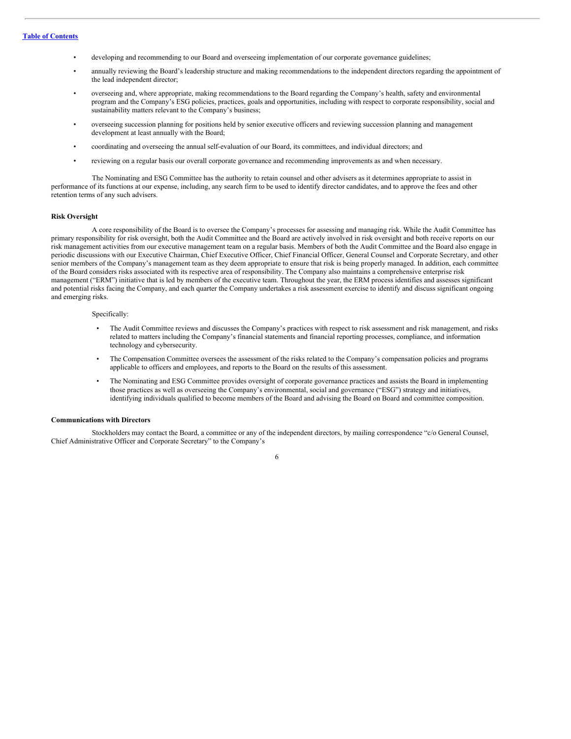- developing and recommending to our Board and overseeing implementation of our corporate governance guidelines;
- annually reviewing the Board's leadership structure and making recommendations to the independent directors regarding the appointment of the lead independent director;
- overseeing and, where appropriate, making recommendations to the Board regarding the Company's health, safety and environmental program and the Company's ESG policies, practices, goals and opportunities, including with respect to corporate responsibility, social and sustainability matters relevant to the Company's business;
- overseeing succession planning for positions held by senior executive officers and reviewing succession planning and management development at least annually with the Board;
- coordinating and overseeing the annual self-evaluation of our Board, its committees, and individual directors; and
- reviewing on a regular basis our overall corporate governance and recommending improvements as and when necessary.

The Nominating and ESG Committee has the authority to retain counsel and other advisers as it determines appropriate to assist in performance of its functions at our expense, including, any search firm to be used to identify director candidates, and to approve the fees and other retention terms of any such advisers.

**Risk Oversight**

A core responsibility of the Board is to oversee the Company's processes for assessing and managing risk. While the Audit Committee has primary responsibility for risk oversight, both the Audit Committee and the Board are actively involved in risk oversight and both receive reports on our risk management activities from our executive management team on a regular basis. Members of both the Audit Committee and the Board also engage in periodic discussions with our Executive Chairman, Chief Executive Officer, Chief Financial Officer, General Counsel and Corporate Secretary, and other senior members of the Company's management team as they deem appropriate to ensure that risk is being properly managed. In addition, each committee of the Board considers risks associated with its respective area of responsibility. The Company also maintains a comprehensive enterprise risk management ("ERM") initiative that is led by members of the executive team. Throughout the year, the ERM process identifies and assesses significant and potential risks facing the Company, and each quarter the Company undertakes a risk assessment exercise to identify and discuss significant ongoing and emerging risks.

Specifically:

- The Audit Committee reviews and discusses the Company's practices with respect to risk assessment and risk management, and risks related to matters including the Company's financial statements and financial reporting processes, compliance, and information technology and cybersecurity.
- The Compensation Committee oversees the assessment of the risks related to the Company's compensation policies and programs applicable to officers and employees, and reports to the Board on the results of this assessment.
- The Nominating and ESG Committee provides oversight of corporate governance practices and assists the Board in implementing those practices as well as overseeing the Company's environmental, social and governance ("ESG") strategy and initiatives, identifying individuals qualified to become members of the Board and advising the Board on Board and committee composition.

**Communications with Directors**

Stockholders may contact the Board, a committee or any of the independent directors, by mailing correspondence "c/o General Counsel, Chief Administrative Officer and Corporate Secretary" to the Company's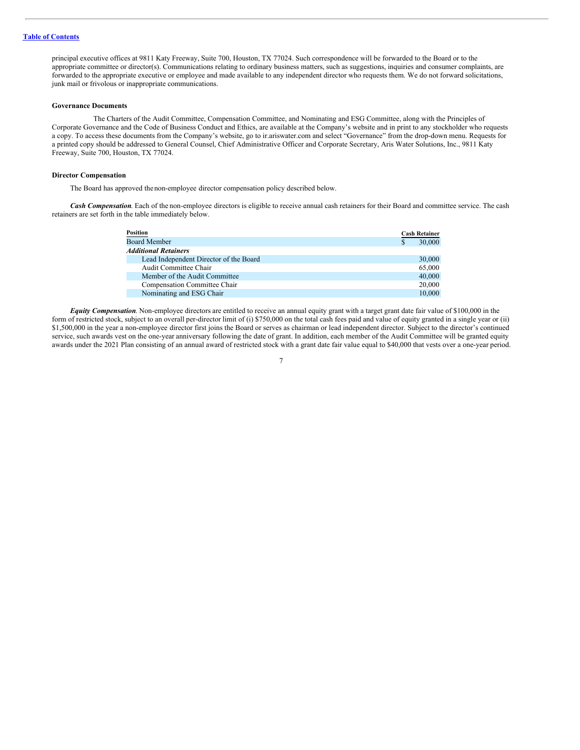principal executive offices at 9811 Katy Freeway, Suite 700, Houston, TX 77024. Such correspondence will be forwarded to the Board or to the appropriate committee or director(s). Communications relating to ordinary business matters, such as suggestions, inquiries and consumer complaints, are forwarded to the appropriate executive or employee and made available to any independent director who requests them. We do not forward solicitations, junk mail or frivolous or inappropriate communications.

**Governance Documents**

The Charters of the Audit Committee, Compensation Committee, and Nominating and ESG Committee, along with the Principles of Corporate Governance and the Code of Business Conduct and Ethics, are available at the Company's website and in print to any stockholder who requests a copy. To access these documents from the Company's website, go to ir.ariswater.com and select "Governance" from the drop-down menu. Requests for a printed copy should be addressed to General Counsel, Chief Administrative Officer and Corporate Secretary, Aris Water Solutions, Inc., 9811 Katy Freeway, Suite 700, Houston, TX 77024.

**Director Compensation**

The Board has approved the non-employee director compensation policy described below.

***Cash Compensation.*** Each of the non-employee directors is eligible to receive annual cash retainers for their Board and committee service. The cash retainers are set forth in the table immediately below.

| Position | Cash Retainer |
|---|---|
| Board Member | $ 30,000 |
| ***Additional Retainers*** | |
| Lead Independent Director of the Board | 30,000 |
| Audit Committee Chair | 65,000 |
| Member of the Audit Committee | 40,000 |
| Compensation Committee Chair | 20,000 |
| Nominating and ESG Chair | 10,000 |

***Equity Compensation.*** Non-employee directors are entitled to receive an annual equity grant with a target grant date fair value of $100,000 in the form of restricted stock, subject to an overall per-director limit of (i) $750,000 on the total cash fees paid and value of equity granted in a single year or (ii) $1,500,000 in the year a non-employee director first joins the Board or serves as chairman or lead independent director. Subject to the director's continued service, such awards vest on the one-year anniversary following the date of grant. In addition, each member of the Audit Committee will be granted equity awards under the 2021 Plan consisting of an annual award of restricted stock with a grant date fair value equal to $40,000 that vests over a one-year period.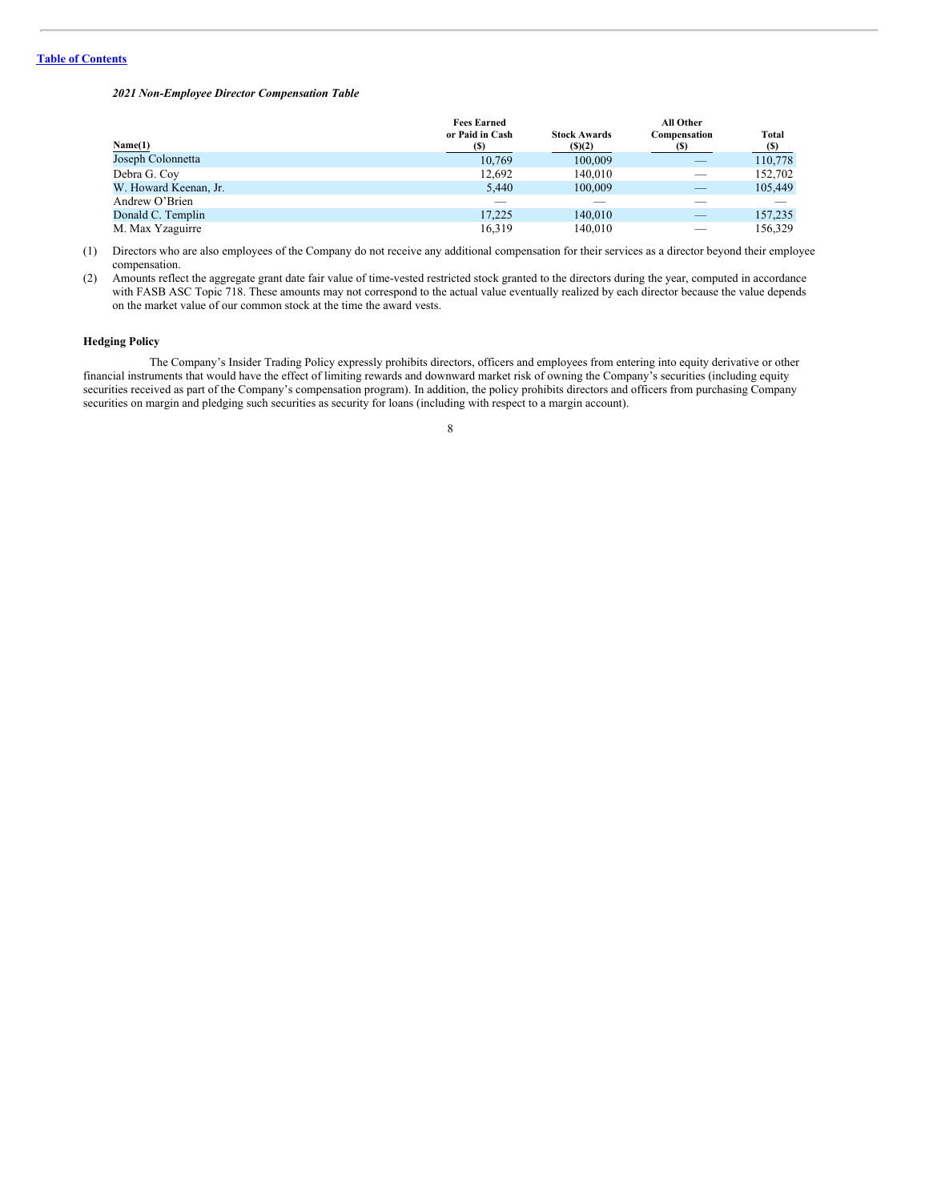*2021 Non-Employee Director Compensation Table*

| Name(1) | Fees Earned or Paid in Cash ($) | Stock Awards ($)(2) | All Other Compensation ($) | Total ($) |
|---|---|---|---|---|
| Joseph Colonnetta | 10,769 | 100,009 | — | 110,778 |
| Debra G. Coy | 12,692 | 140,010 | — | 152,702 |
| W. Howard Keenan, Jr. | 5,440 | 100,009 | — | 105,449 |
| Andrew O'Brien | — | — | — | — |
| Donald C. Templin | 17,225 | 140,010 | — | 157,235 |
| M. Max Yzaguirre | 16,319 | 140,010 | — | 156,329 |

(1) Directors who are also employees of the Company do not receive any additional compensation for their services as a director beyond their employee compensation.

(2) Amounts reflect the aggregate grant date fair value of time-vested restricted stock granted to the directors during the year, computed in accordance with FASB ASC Topic 718. These amounts may not correspond to the actual value eventually realized by each director because the value depends on the market value of our common stock at the time the award vests.

**Hedging Policy**

The Company's Insider Trading Policy expressly prohibits directors, officers and employees from entering into equity derivative or other financial instruments that would have the effect of limiting rewards and downward market risk of owning the Company's securities (including equity securities received as part of the Company's compensation program). In addition, the policy prohibits directors and officers from purchasing Company securities on margin and pledging such securities as security for loans (including with respect to a margin account).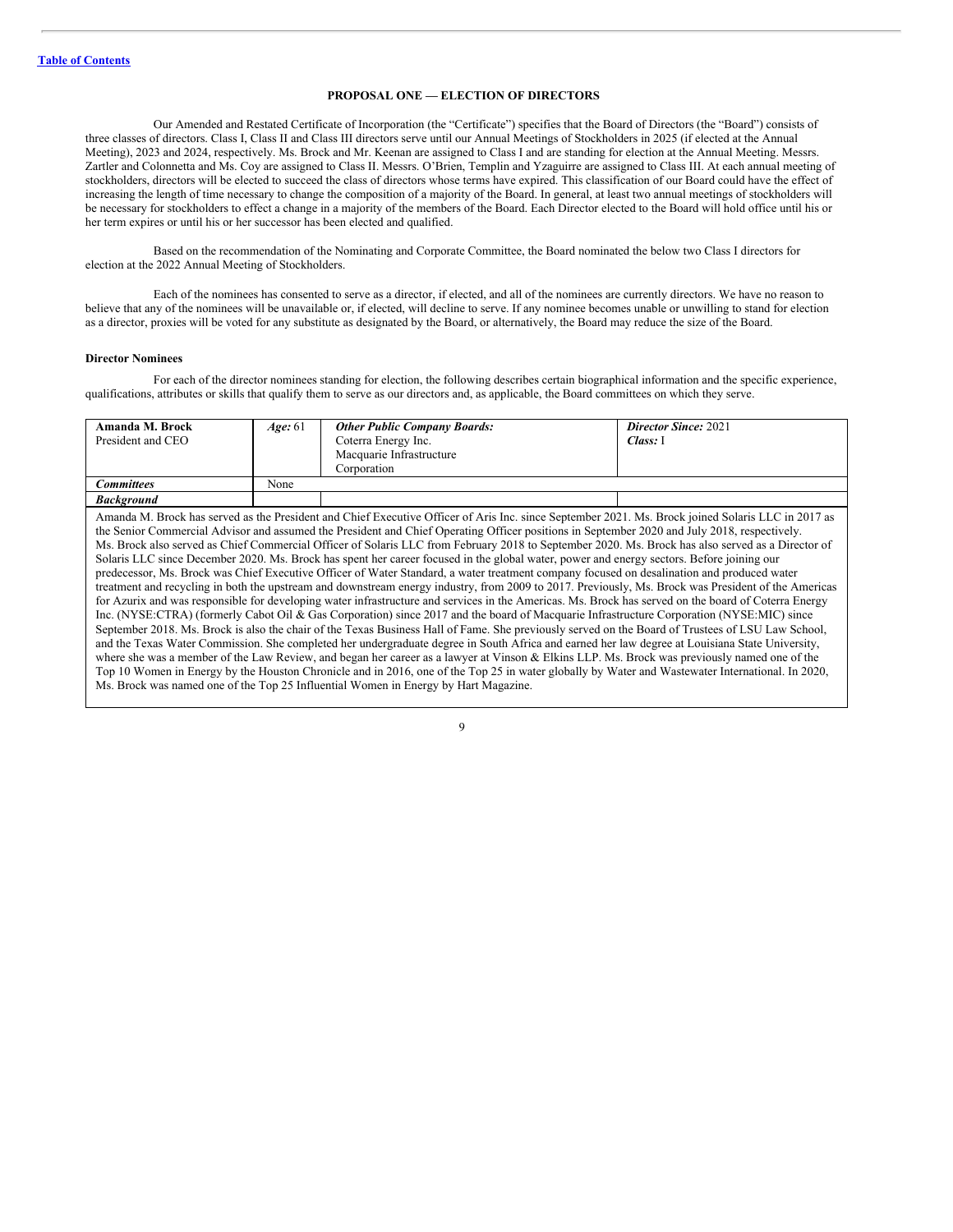[Table of Contents](#)

## PROPOSAL ONE — ELECTION OF DIRECTORS

Our Amended and Restated Certificate of Incorporation (the "Certificate") specifies that the Board of Directors (the "Board") consists of three classes of directors. Class I, Class II and Class III directors serve until our Annual Meetings of Stockholders in 2025 (if elected at the Annual Meeting), 2023 and 2024, respectively. Ms. Brock and Mr. Keenan are assigned to Class I and are standing for election at the Annual Meeting. Messrs. Zartler and Colonnetta and Ms. Coy are assigned to Class II. Messrs. O'Brien, Templin and Yzaguirre are assigned to Class III. At each annual meeting of stockholders, directors will be elected to succeed the class of directors whose terms have expired. This classification of our Board could have the effect of increasing the length of time necessary to change the composition of a majority of the Board. In general, at least two annual meetings of stockholders will be necessary for stockholders to effect a change in a majority of the members of the Board. Each Director elected to the Board will hold office until his or her term expires or until his or her successor has been elected and qualified.

Based on the recommendation of the Nominating and Corporate Committee, the Board nominated the below two Class I directors for election at the 2022 Annual Meeting of Stockholders.

Each of the nominees has consented to serve as a director, if elected, and all of the nominees are currently directors. We have no reason to believe that any of the nominees will be unavailable or, if elected, will decline to serve. If any nominee becomes unable or unwilling to stand for election as a director, proxies will be voted for any substitute as designated by the Board, or alternatively, the Board may reduce the size of the Board.

### Director Nominees

For each of the director nominees standing for election, the following describes certain biographical information and the specific experience, qualifications, attributes or skills that qualify them to serve as our directors and, as applicable, the Board committees on which they serve.

| **Amanda M. Brock**<br>President and CEO | ***Age:*** 61 | ***Other Public Company Boards:***<br>Coterra Energy Inc.<br>Macquarie Infrastructure Corporation | ***Director Since:*** 2021<br>***Class:*** I |
|---|---|---|---|
| ***Committees*** | None | | |
| ***Background*** | | | |

Amanda M. Brock has served as the President and Chief Executive Officer of Aris Inc. since September 2021. Ms. Brock joined Solaris LLC in 2017 as the Senior Commercial Advisor and assumed the President and Chief Operating Officer positions in September 2020 and July 2018, respectively. Ms. Brock also served as Chief Commercial Officer of Solaris LLC from February 2018 to September 2020. Ms. Brock has also served as a Director of Solaris LLC since December 2020. Ms. Brock has spent her career focused in the global water, power and energy sectors. Before joining our predecessor, Ms. Brock was Chief Executive Officer of Water Standard, a water treatment company focused on desalination and produced water treatment and recycling in both the upstream and downstream energy industry, from 2009 to 2017. Previously, Ms. Brock was President of the Americas for Azurix and was responsible for developing water infrastructure and services in the Americas. Ms. Brock has served on the board of Coterra Energy Inc. (NYSE:CTRA) (formerly Cabot Oil & Gas Corporation) since 2017 and the board of Macquarie Infrastructure Corporation (NYSE:MIC) since September 2018. Ms. Brock is also the chair of the Texas Business Hall of Fame. She previously served on the Board of Trustees of LSU Law School, and the Texas Water Commission. She completed her undergraduate degree in South Africa and earned her law degree at Louisiana State University, where she was a member of the Law Review, and began her career as a lawyer at Vinson & Elkins LLP. Ms. Brock was previously named one of the Top 10 Women in Energy by the Houston Chronicle and in 2016, one of the Top 25 in water globally by Water and Wastewater International. In 2020, Ms. Brock was named one of the Top 25 Influential Women in Energy by Hart Magazine.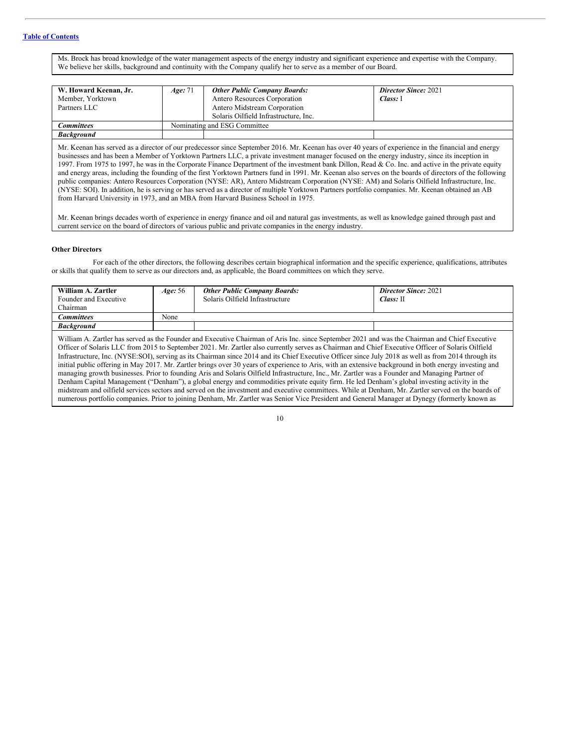Ms. Brock has broad knowledge of the water management aspects of the energy industry and significant experience and expertise with the Company. We believe her skills, background and continuity with the Company qualify her to serve as a member of our Board.

| **W. Howard Keenan, Jr.** Member, Yorktown Partners LLC | ***Age:*** 71 | ***Other Public Company Boards:*** Antero Resources Corporation Antero Midstream Corporation Solaris Oilfield Infrastructure, Inc. | ***Director Since:*** 2021 ***Class:*** I |
|---|---|---|---|
| ***Committees*** | Nominating and ESG Committee | | |
| ***Background*** | | | |

Mr. Keenan has served as a director of our predecessor since September 2016. Mr. Keenan has over 40 years of experience in the financial and energy businesses and has been a Member of Yorktown Partners LLC, a private investment manager focused on the energy industry, since its inception in 1997. From 1975 to 1997, he was in the Corporate Finance Department of the investment bank Dillon, Read & Co. Inc. and active in the private equity and energy areas, including the founding of the first Yorktown Partners fund in 1991. Mr. Keenan also serves on the boards of directors of the following public companies: Antero Resources Corporation (NYSE: AR), Antero Midstream Corporation (NYSE: AM) and Solaris Oilfield Infrastructure, Inc. (NYSE: SOI). In addition, he is serving or has served as a director of multiple Yorktown Partners portfolio companies. Mr. Keenan obtained an AB from Harvard University in 1973, and an MBA from Harvard Business School in 1975.

Mr. Keenan brings decades worth of experience in energy finance and oil and natural gas investments, as well as knowledge gained through past and current service on the board of directors of various public and private companies in the energy industry.

### Other Directors

For each of the other directors, the following describes certain biographical information and the specific experience, qualifications, attributes or skills that qualify them to serve as our directors and, as applicable, the Board committees on which they serve.

| **William A. Zartler** Founder and Executive Chairman | ***Age:*** 56 | ***Other Public Company Boards:*** Solaris Oilfield Infrastructure | ***Director Since:*** 2021 ***Class:*** II |
|---|---|---|---|
| ***Committees*** | None | | |
| ***Background*** | | | |

William A. Zartler has served as the Founder and Executive Chairman of Aris Inc. since September 2021 and was the Chairman and Chief Executive Officer of Solaris LLC from 2015 to September 2021. Mr. Zartler also currently serves as Chairman and Chief Executive Officer of Solaris Oilfield Infrastructure, Inc. (NYSE:SOI), serving as its Chairman since 2014 and its Chief Executive Officer since July 2018 as well as from 2014 through its initial public offering in May 2017. Mr. Zartler brings over 30 years of experience to Aris, with an extensive background in both energy investing and managing growth businesses. Prior to founding Aris and Solaris Oilfield Infrastructure, Inc., Mr. Zartler was a Founder and Managing Partner of Denham Capital Management ("Denham"), a global energy and commodities private equity firm. He led Denham's global investing activity in the midstream and oilfield services sectors and served on the investment and executive committees. While at Denham, Mr. Zartler served on the boards of numerous portfolio companies. Prior to joining Denham, Mr. Zartler was Senior Vice President and General Manager at Dynegy (formerly known as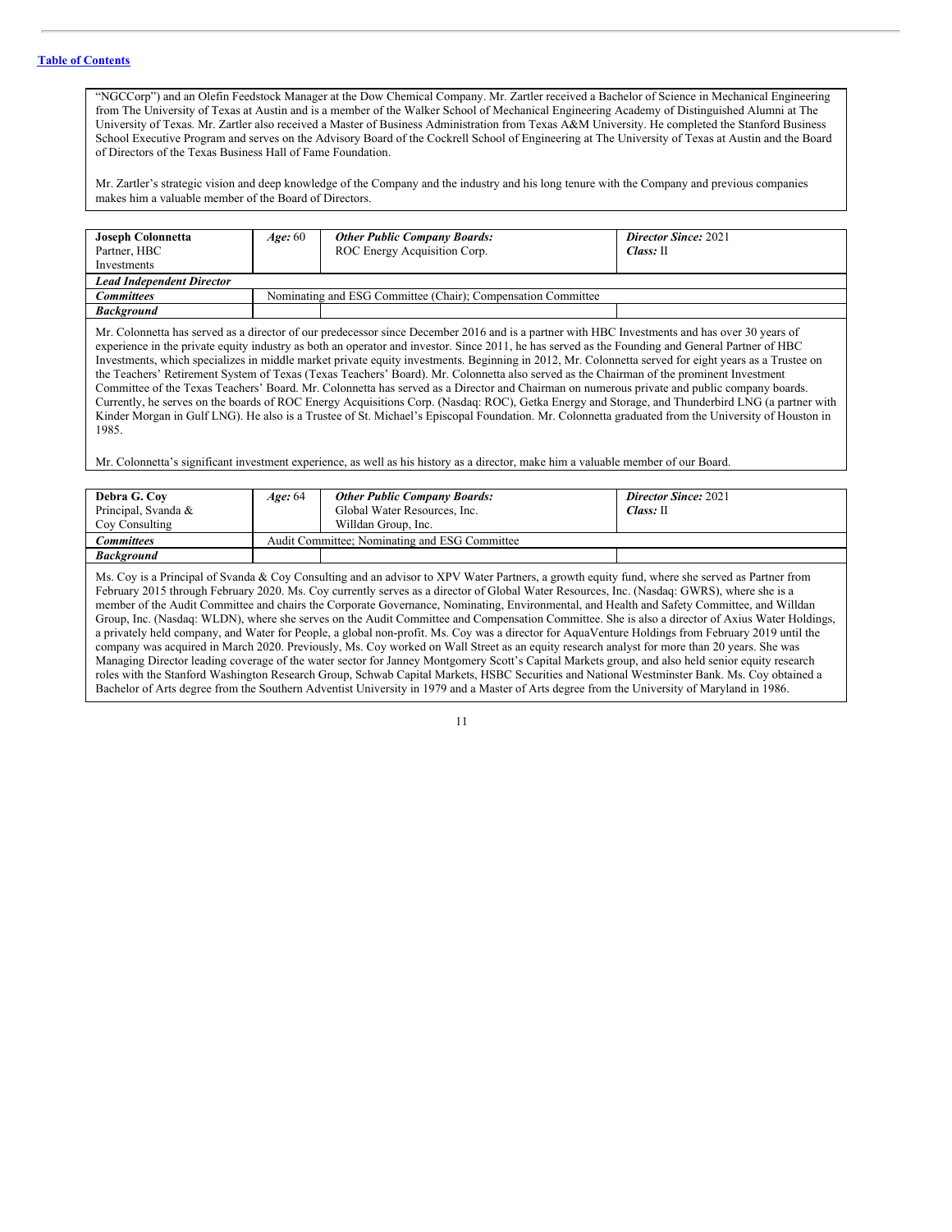"NGCCorp") and an Olefin Feedstock Manager at the Dow Chemical Company. Mr. Zartler received a Bachelor of Science in Mechanical Engineering from The University of Texas at Austin and is a member of the Walker School of Mechanical Engineering Academy of Distinguished Alumni at The University of Texas. Mr. Zartler also received a Master of Business Administration from Texas A&M University. He completed the Stanford Business School Executive Program and serves on the Advisory Board of the Cockrell School of Engineering at The University of Texas at Austin and the Board of Directors of the Texas Business Hall of Fame Foundation.

Mr. Zartler's strategic vision and deep knowledge of the Company and the industry and his long tenure with the Company and previous companies makes him a valuable member of the Board of Directors.

| **Joseph Colonnetta**<br>Partner, HBC Investments | ***Age:*** 60 | ***Other Public Company Boards:***<br>ROC Energy Acquisition Corp. | ***Director Since:*** 2021<br>***Class:*** II |
|---|---|---|---|
| ***Lead Independent Director*** | | | |
| ***Committees*** | Nominating and ESG Committee (Chair); Compensation Committee | | |
| ***Background*** | | | |

Mr. Colonnetta has served as a director of our predecessor since December 2016 and is a partner with HBC Investments and has over 30 years of experience in the private equity industry as both an operator and investor. Since 2011, he has served as the Founding and General Partner of HBC Investments, which specializes in middle market private equity investments. Beginning in 2012, Mr. Colonnetta served for eight years as a Trustee on the Teachers' Retirement System of Texas (Texas Teachers' Board). Mr. Colonnetta also served as the Chairman of the prominent Investment Committee of the Texas Teachers' Board. Mr. Colonnetta has served as a Director and Chairman on numerous private and public company boards. Currently, he serves on the boards of ROC Energy Acquisitions Corp. (Nasdaq: ROC), Getka Energy and Storage, and Thunderbird LNG (a partner with Kinder Morgan in Gulf LNG). He also is a Trustee of St. Michael's Episcopal Foundation. Mr. Colonnetta graduated from the University of Houston in 1985.

Mr. Colonnetta's significant investment experience, as well as his history as a director, make him a valuable member of our Board.

| **Debra G. Coy**<br>Principal, Svanda & Coy Consulting | ***Age:*** 64 | ***Other Public Company Boards:***<br>Global Water Resources, Inc.<br>Willdan Group, Inc. | ***Director Since:*** 2021<br>***Class:*** II |
|---|---|---|---|
| ***Committees*** | Audit Committee; Nominating and ESG Committee | | |
| ***Background*** | | | |

Ms. Coy is a Principal of Svanda & Coy Consulting and an advisor to XPV Water Partners, a growth equity fund, where she served as Partner from February 2015 through February 2020. Ms. Coy currently serves as a director of Global Water Resources, Inc. (Nasdaq: GWRS), where she is a member of the Audit Committee and chairs the Corporate Governance, Nominating, Environmental, and Health and Safety Committee, and Willdan Group, Inc. (Nasdaq: WLDN), where she serves on the Audit Committee and Compensation Committee. She is also a director of Axius Water Holdings, a privately held company, and Water for People, a global non-profit. Ms. Coy was a director for AquaVenture Holdings from February 2019 until the company was acquired in March 2020. Previously, Ms. Coy worked on Wall Street as an equity research analyst for more than 20 years. She was Managing Director leading coverage of the water sector for Janney Montgomery Scott's Capital Markets group, and also held senior equity research roles with the Stanford Washington Research Group, Schwab Capital Markets, HSBC Securities and National Westminster Bank. Ms. Coy obtained a Bachelor of Arts degree from the Southern Adventist University in 1979 and a Master of Arts degree from the University of Maryland in 1986.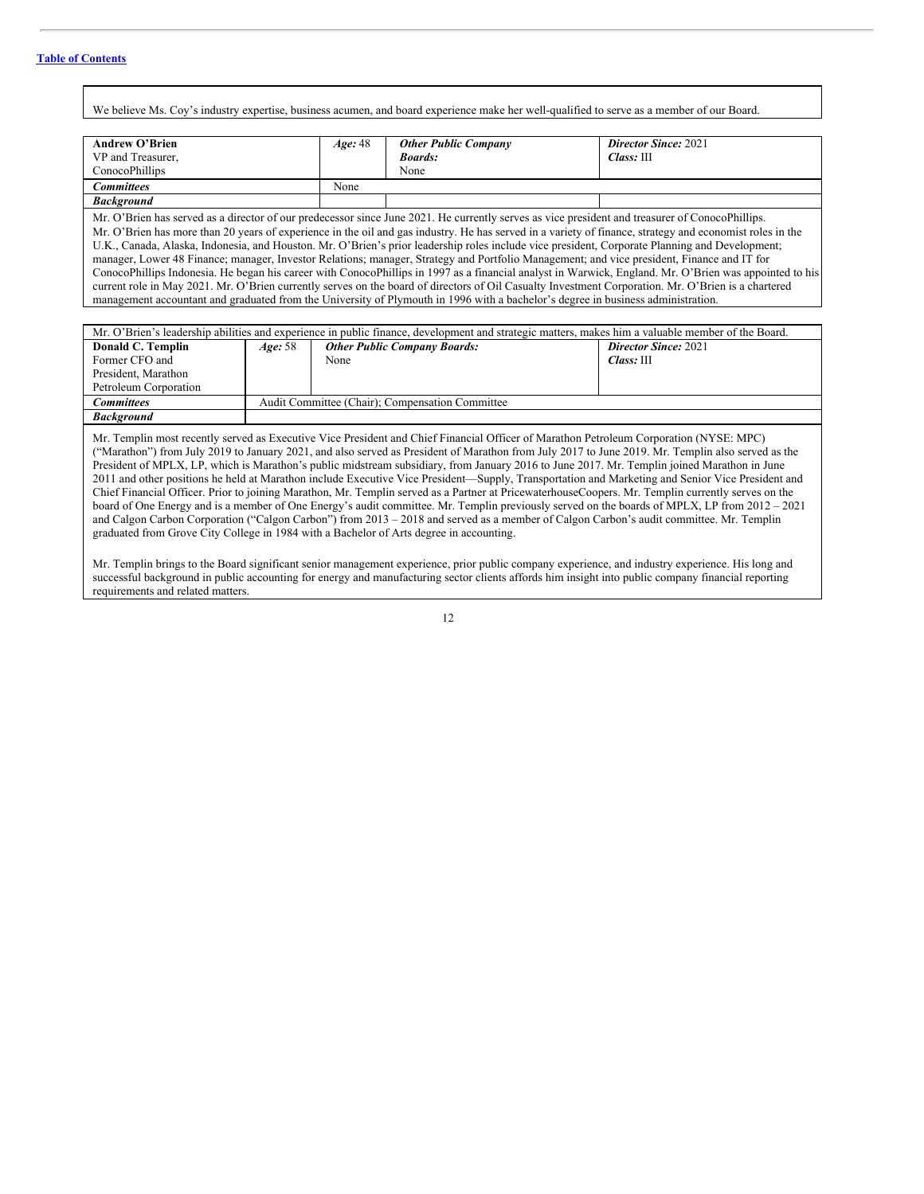We believe Ms. Coy's industry expertise, business acumen, and board experience make her well-qualified to serve as a member of our Board.

| **Andrew O'Brien**<br>VP and Treasurer,<br>ConocoPhillips | ***Age:*** 48 | ***Other Public Company Boards:***<br>None | ***Director Since:*** 2021<br>***Class:*** III |
|---|---|---|---|
| ***Committees*** | None | | |
| ***Background*** | | | |

Mr. O'Brien has served as a director of our predecessor since June 2021. He currently serves as vice president and treasurer of ConocoPhillips. Mr. O'Brien has more than 20 years of experience in the oil and gas industry. He has served in a variety of finance, strategy and economist roles in the U.K., Canada, Alaska, Indonesia, and Houston. Mr. O'Brien's prior leadership roles include vice president, Corporate Planning and Development; manager, Lower 48 Finance; manager, Investor Relations; manager, Strategy and Portfolio Management; and vice president, Finance and IT for ConocoPhillips Indonesia. He began his career with ConocoPhillips in 1997 as a financial analyst in Warwick, England. Mr. O'Brien was appointed to his current role in May 2021. Mr. O'Brien currently serves on the board of directors of Oil Casualty Investment Corporation. Mr. O'Brien is a chartered management accountant and graduated from the University of Plymouth in 1996 with a bachelor's degree in business administration.

Mr. O'Brien's leadership abilities and experience in public finance, development and strategic matters, makes him a valuable member of the Board.

| **Donald C. Templin**<br>Former CFO and<br>President, Marathon<br>Petroleum Corporation | ***Age:*** 58 | ***Other Public Company Boards:***<br>None | ***Director Since:*** 2021<br>***Class:*** III |
|---|---|---|---|
| ***Committees*** | Audit Committee (Chair); Compensation Committee | | |
| ***Background*** | | | |

Mr. Templin most recently served as Executive Vice President and Chief Financial Officer of Marathon Petroleum Corporation (NYSE: MPC) ("Marathon") from July 2019 to January 2021, and also served as President of Marathon from July 2017 to June 2019. Mr. Templin also served as the President of MPLX, LP, which is Marathon's public midstream subsidiary, from January 2016 to June 2017. Mr. Templin joined Marathon in June 2011 and other positions he held at Marathon include Executive Vice President—Supply, Transportation and Marketing and Senior Vice President and Chief Financial Officer. Prior to joining Marathon, Mr. Templin served as a Partner at PricewaterhouseCoopers. Mr. Templin currently serves on the board of One Energy and is a member of One Energy's audit committee. Mr. Templin previously served on the boards of MPLX, LP from 2012 – 2021 and Calgon Carbon Corporation ("Calgon Carbon") from 2013 – 2018 and served as a member of Calgon Carbon's audit committee. Mr. Templin graduated from Grove City College in 1984 with a Bachelor of Arts degree in accounting.

Mr. Templin brings to the Board significant senior management experience, prior public company experience, and industry experience. His long and successful background in public accounting for energy and manufacturing sector clients affords him insight into public company financial reporting requirements and related matters.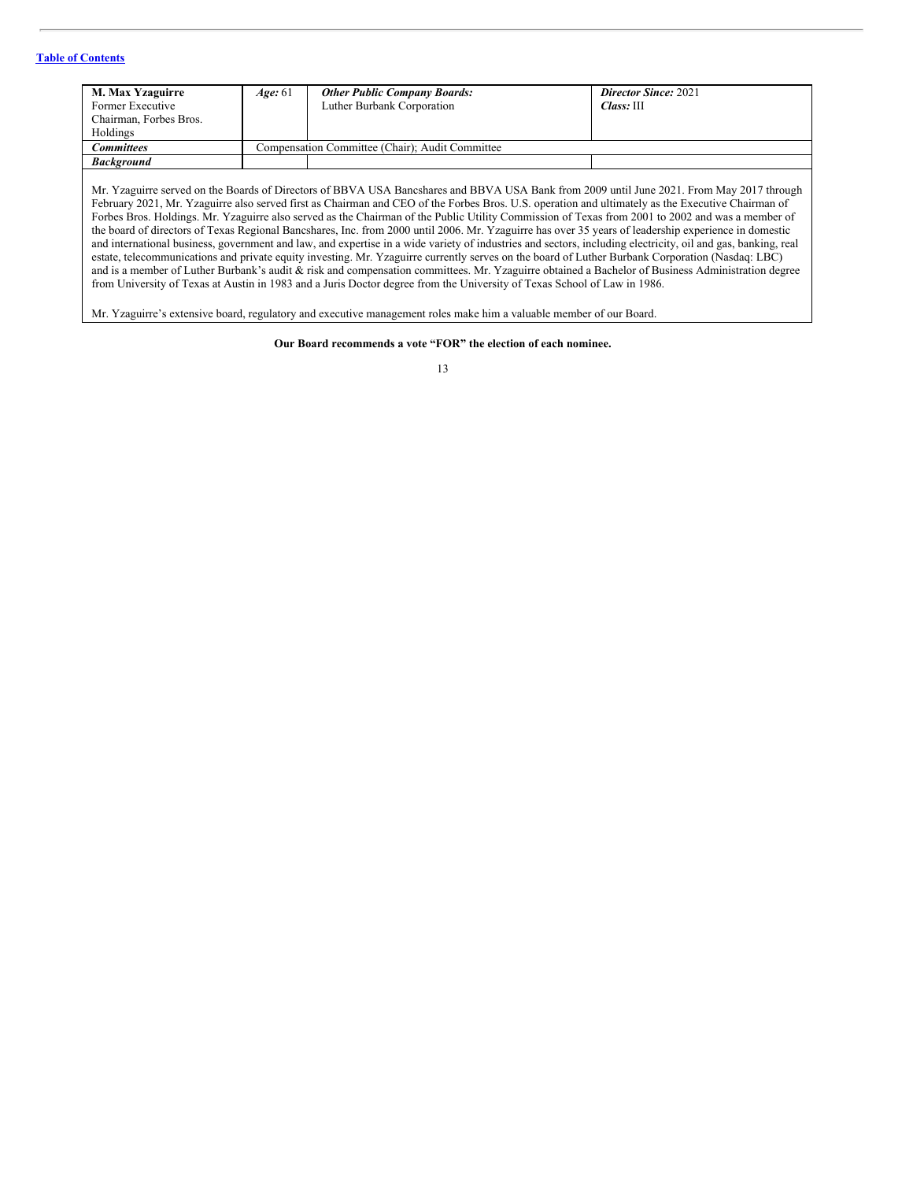| **M. Max Yzaguirre**<br>Former Executive Chairman, Forbes Bros. Holdings | ***Age:*** 61 | ***Other Public Company Boards:***<br>Luther Burbank Corporation | ***Director Since:*** 2021<br>***Class:*** III |
|---|---|---|---|
| ***Committees*** | Compensation Committee (Chair); Audit Committee | | |
| ***Background*** | | | |

Mr. Yzaguirre served on the Boards of Directors of BBVA USA Bancshares and BBVA USA Bank from 2009 until June 2021. From May 2017 through February 2021, Mr. Yzaguirre also served first as Chairman and CEO of the Forbes Bros. U.S. operation and ultimately as the Executive Chairman of Forbes Bros. Holdings. Mr. Yzaguirre also served as the Chairman of the Public Utility Commission of Texas from 2001 to 2002 and was a member of the board of directors of Texas Regional Bancshares, Inc. from 2000 until 2006. Mr. Yzaguirre has over 35 years of leadership experience in domestic and international business, government and law, and expertise in a wide variety of industries and sectors, including electricity, oil and gas, banking, real estate, telecommunications and private equity investing. Mr. Yzaguirre currently serves on the board of Luther Burbank Corporation (Nasdaq: LBC) and is a member of Luther Burbank's audit & risk and compensation committees. Mr. Yzaguirre obtained a Bachelor of Business Administration degree from University of Texas at Austin in 1983 and a Juris Doctor degree from the University of Texas School of Law in 1986.

Mr. Yzaguirre's extensive board, regulatory and executive management roles make him a valuable member of our Board.

**Our Board recommends a vote "FOR" the election of each nominee.**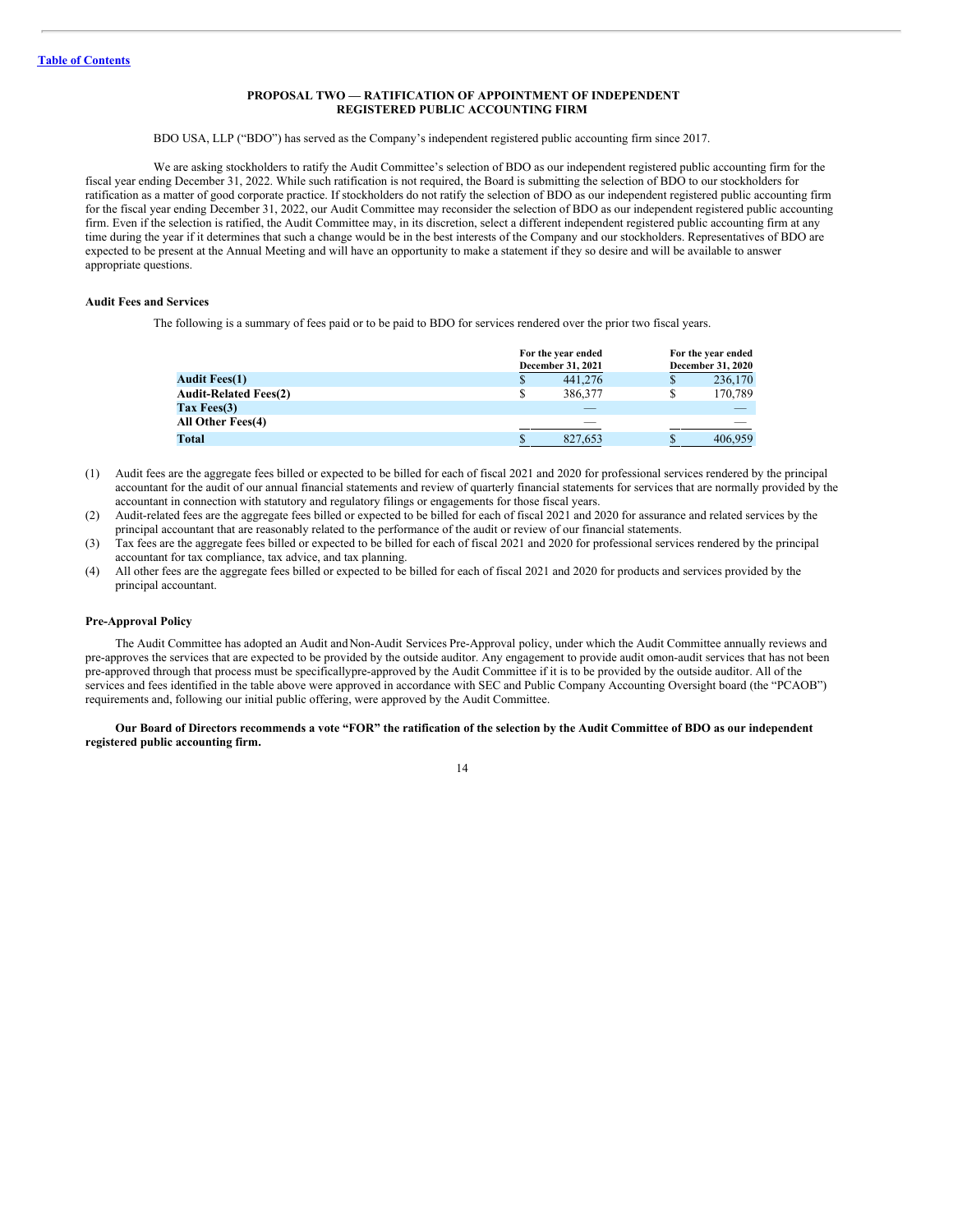Table of Contents

## PROPOSAL TWO — RATIFICATION OF APPOINTMENT OF INDEPENDENT REGISTERED PUBLIC ACCOUNTING FIRM

BDO USA, LLP ("BDO") has served as the Company's independent registered public accounting firm since 2017.

We are asking stockholders to ratify the Audit Committee's selection of BDO as our independent registered public accounting firm for the fiscal year ending December 31, 2022. While such ratification is not required, the Board is submitting the selection of BDO to our stockholders for ratification as a matter of good corporate practice. If stockholders do not ratify the selection of BDO as our independent registered public accounting firm for the fiscal year ending December 31, 2022, our Audit Committee may reconsider the selection of BDO as our independent registered public accounting firm. Even if the selection is ratified, the Audit Committee may, in its discretion, select a different independent registered public accounting firm at any time during the year if it determines that such a change would be in the best interests of the Company and our stockholders. Representatives of BDO are expected to be present at the Annual Meeting and will have an opportunity to make a statement if they so desire and will be available to answer appropriate questions.

### Audit Fees and Services

The following is a summary of fees paid or to be paid to BDO for services rendered over the prior two fiscal years.

| | For the year ended December 31, 2021 | For the year ended December 31, 2020 |
|---|---|---|
| **Audit Fees(1)** | $ 441,276 | $ 236,170 |
| **Audit-Related Fees(2)** | $ 386,377 | $ 170,789 |
| **Tax Fees(3)** | — | — |
| **All Other Fees(4)** | — | — |
| **Total** | $ 827,653 | $ 406,959 |

(1) Audit fees are the aggregate fees billed or expected to be billed for each of fiscal 2021 and 2020 for professional services rendered by the principal accountant for the audit of our annual financial statements and review of quarterly financial statements for services that are normally provided by the accountant in connection with statutory and regulatory filings or engagements for those fiscal years.

(2) Audit-related fees are the aggregate fees billed or expected to be billed for each of fiscal 2021 and 2020 for assurance and related services by the principal accountant that are reasonably related to the performance of the audit or review of our financial statements.

(3) Tax fees are the aggregate fees billed or expected to be billed for each of fiscal 2021 and 2020 for professional services rendered by the principal accountant for tax compliance, tax advice, and tax planning.

(4) All other fees are the aggregate fees billed or expected to be billed for each of fiscal 2021 and 2020 for products and services provided by the principal accountant.

### Pre-Approval Policy

The Audit Committee has adopted an Audit and Non-Audit Services Pre-Approval policy, under which the Audit Committee annually reviews and pre-approves the services that are expected to be provided by the outside auditor. Any engagement to provide audit omon-audit services that has not been pre-approved through that process must be specificallypre-approved by the Audit Committee if it is to be provided by the outside auditor. All of the services and fees identified in the table above were approved in accordance with SEC and Public Company Accounting Oversight board (the "PCAOB") requirements and, following our initial public offering, were approved by the Audit Committee.

**Our Board of Directors recommends a vote "FOR" the ratification of the selection by the Audit Committee of BDO as our independent registered public accounting firm.**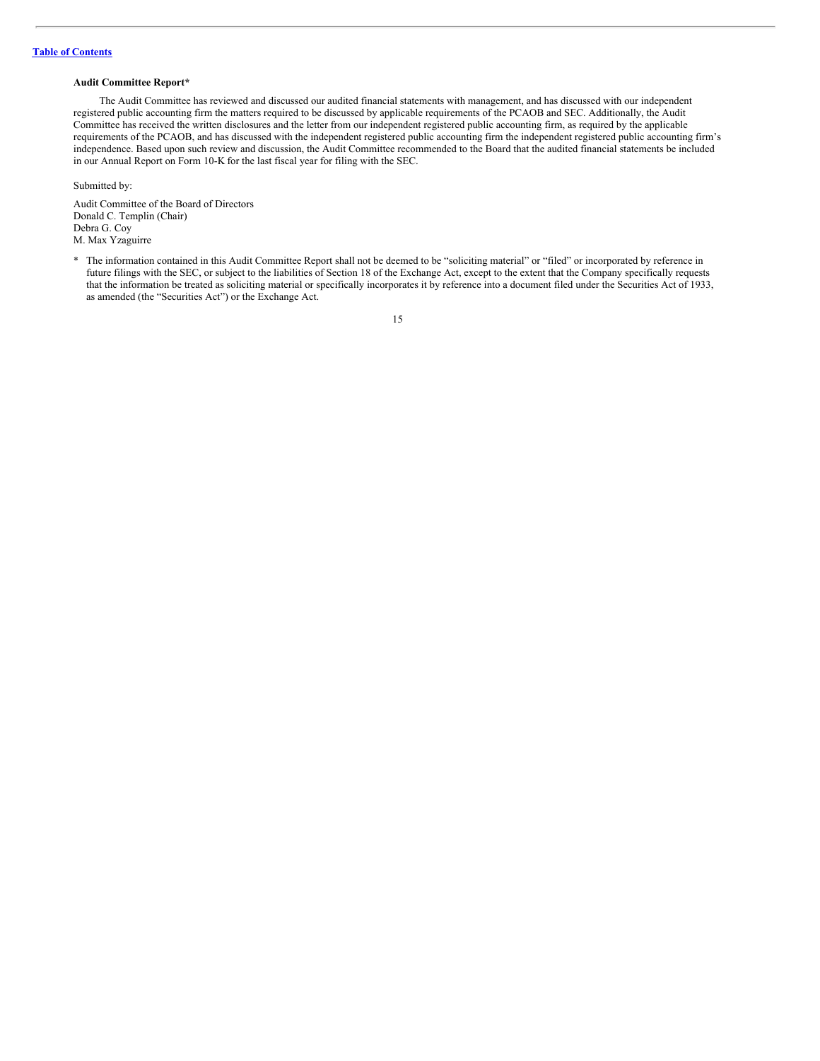**Audit Committee Report***

The Audit Committee has reviewed and discussed our audited financial statements with management, and has discussed with our independent registered public accounting firm the matters required to be discussed by applicable requirements of the PCAOB and SEC. Additionally, the Audit Committee has received the written disclosures and the letter from our independent registered public accounting firm, as required by the applicable requirements of the PCAOB, and has discussed with the independent registered public accounting firm the independent registered public accounting firm's independence. Based upon such review and discussion, the Audit Committee recommended to the Board that the audited financial statements be included in our Annual Report on Form 10-K for the last fiscal year for filing with the SEC.

Submitted by:

Audit Committee of the Board of Directors
Donald C. Templin (Chair)
Debra G. Coy
M. Max Yzaguirre

* The information contained in this Audit Committee Report shall not be deemed to be "soliciting material" or "filed" or incorporated by reference in future filings with the SEC, or subject to the liabilities of Section 18 of the Exchange Act, except to the extent that the Company specifically requests that the information be treated as soliciting material or specifically incorporates it by reference into a document filed under the Securities Act of 1933, as amended (the "Securities Act") or the Exchange Act.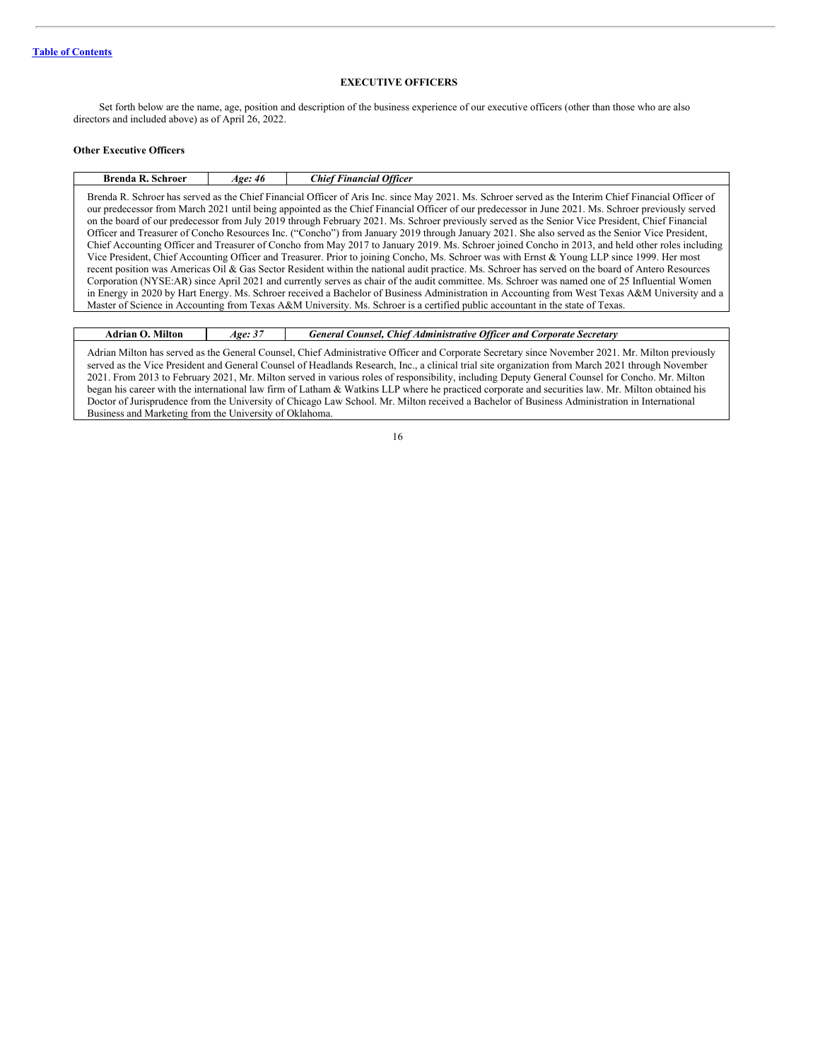## EXECUTIVE OFFICERS

Set forth below are the name, age, position and description of the business experience of our executive officers (other than those who are also directors and included above) as of April 26, 2022.

### Other Executive Officers

| **Brenda R. Schroer** | ***Age: 46*** | ***Chief Financial Officer*** |
|---|---|---|

Brenda R. Schroer has served as the Chief Financial Officer of Aris Inc. since May 2021. Ms. Schroer served as the Interim Chief Financial Officer of our predecessor from March 2021 until being appointed as the Chief Financial Officer of our predecessor in June 2021. Ms. Schroer previously served on the board of our predecessor from July 2019 through February 2021. Ms. Schroer previously served as the Senior Vice President, Chief Financial Officer and Treasurer of Concho Resources Inc. ("Concho") from January 2019 through January 2021. She also served as the Senior Vice President, Chief Accounting Officer and Treasurer of Concho from May 2017 to January 2019. Ms. Schroer joined Concho in 2013, and held other roles including Vice President, Chief Accounting Officer and Treasurer. Prior to joining Concho, Ms. Schroer was with Ernst & Young LLP since 1999. Her most recent position was Americas Oil & Gas Sector Resident within the national audit practice. Ms. Schroer has served on the board of Antero Resources Corporation (NYSE:AR) since April 2021 and currently serves as chair of the audit committee. Ms. Schroer was named one of 25 Influential Women in Energy in 2020 by Hart Energy. Ms. Schroer received a Bachelor of Business Administration in Accounting from West Texas A&M University and a Master of Science in Accounting from Texas A&M University. Ms. Schroer is a certified public accountant in the state of Texas.

| **Adrian O. Milton** | ***Age: 37*** | ***General Counsel, Chief Administrative Officer and Corporate Secretary*** |
|---|---|---|

Adrian Milton has served as the General Counsel, Chief Administrative Officer and Corporate Secretary since November 2021. Mr. Milton previously served as the Vice President and General Counsel of Headlands Research, Inc., a clinical trial site organization from March 2021 through November 2021. From 2013 to February 2021, Mr. Milton served in various roles of responsibility, including Deputy General Counsel for Concho. Mr. Milton began his career with the international law firm of Latham & Watkins LLP where he practiced corporate and securities law. Mr. Milton obtained his Doctor of Jurisprudence from the University of Chicago Law School. Mr. Milton received a Bachelor of Business Administration in International Business and Marketing from the University of Oklahoma.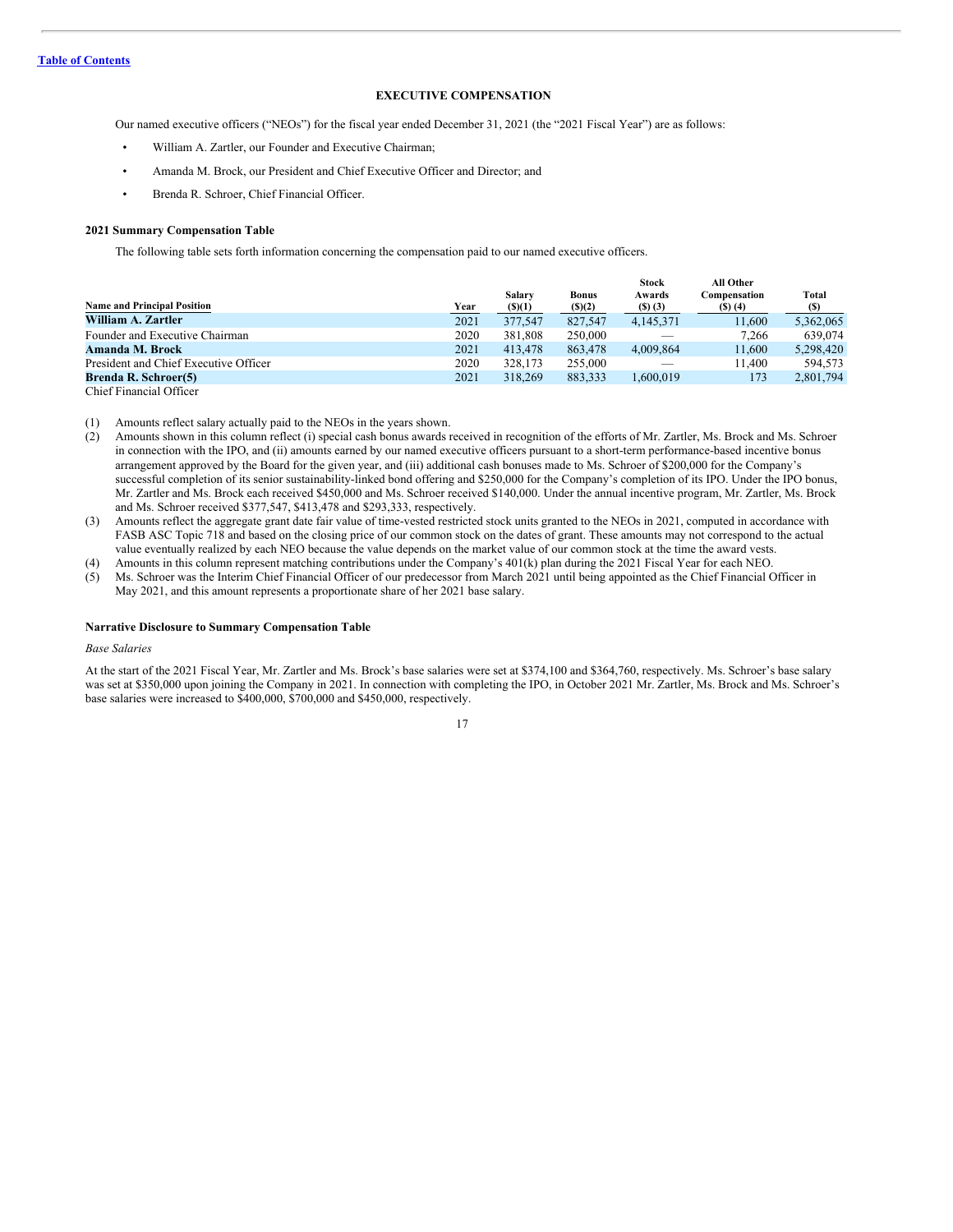# EXECUTIVE COMPENSATION

Our named executive officers ("NEOs") for the fiscal year ended December 31, 2021 (the "2021 Fiscal Year") are as follows:

- William A. Zartler, our Founder and Executive Chairman;
- Amanda M. Brock, our President and Chief Executive Officer and Director; and
- Brenda R. Schroer, Chief Financial Officer.

## 2021 Summary Compensation Table

The following table sets forth information concerning the compensation paid to our named executive officers.

| Name and Principal Position | Year | Salary ($)(1) | Bonus ($)(2) | Stock Awards ($) (3) | All Other Compensation ($) (4) | Total ($) |
|---|---|---|---|---|---|---|
| **William A. Zartler** | 2021 | 377,547 | 827,547 | 4,145,371 | 11,600 | 5,362,065 |
| Founder and Executive Chairman | 2020 | 381,808 | 250,000 | — | 7,266 | 639,074 |
| **Amanda M. Brock** | 2021 | 413,478 | 863,478 | 4,009,864 | 11,600 | 5,298,420 |
| President and Chief Executive Officer | 2020 | 328,173 | 255,000 | — | 11,400 | 594,573 |
| **Brenda R. Schroer(5)** | 2021 | 318,269 | 883,333 | 1,600,019 | 173 | 2,801,794 |
| Chief Financial Officer | | | | | | |

(1) Amounts reflect salary actually paid to the NEOs in the years shown.

(2) Amounts shown in this column reflect (i) special cash bonus awards received in recognition of the efforts of Mr. Zartler, Ms. Brock and Ms. Schroer in connection with the IPO, and (ii) amounts earned by our named executive officers pursuant to a short-term performance-based incentive bonus arrangement approved by the Board for the given year, and (iii) additional cash bonuses made to Ms. Schroer of $200,000 for the Company's successful completion of its senior sustainability-linked bond offering and $250,000 for the Company's completion of its IPO. Under the IPO bonus, Mr. Zartler and Ms. Brock each received $450,000 and Ms. Schroer received $140,000. Under the annual incentive program, Mr. Zartler, Ms. Brock and Ms. Schroer received $377,547, $413,478 and $293,333, respectively.

(3) Amounts reflect the aggregate grant date fair value of time-vested restricted stock units granted to the NEOs in 2021, computed in accordance with FASB ASC Topic 718 and based on the closing price of our common stock on the dates of grant. These amounts may not correspond to the actual value eventually realized by each NEO because the value depends on the market value of our common stock at the time the award vests.

(4) Amounts in this column represent matching contributions under the Company's 401(k) plan during the 2021 Fiscal Year for each NEO.

(5) Ms. Schroer was the Interim Chief Financial Officer of our predecessor from March 2021 until being appointed as the Chief Financial Officer in May 2021, and this amount represents a proportionate share of her 2021 base salary.

## Narrative Disclosure to Summary Compensation Table

*Base Salaries*

At the start of the 2021 Fiscal Year, Mr. Zartler and Ms. Brock's base salaries were set at $374,100 and $364,760, respectively. Ms. Schroer's base salary was set at $350,000 upon joining the Company in 2021. In connection with completing the IPO, in October 2021 Mr. Zartler, Ms. Brock and Ms. Schroer's base salaries were increased to $400,000, $700,000 and $450,000, respectively.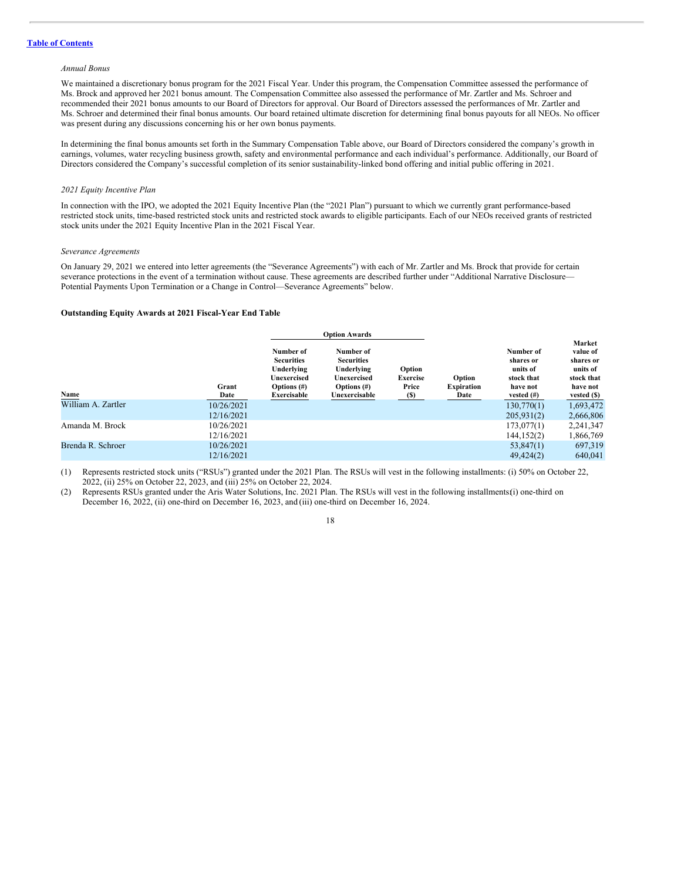*Annual Bonus*

We maintained a discretionary bonus program for the 2021 Fiscal Year. Under this program, the Compensation Committee assessed the performance of Ms. Brock and approved her 2021 bonus amount. The Compensation Committee also assessed the performance of Mr. Zartler and Ms. Schroer and recommended their 2021 bonus amounts to our Board of Directors for approval. Our Board of Directors assessed the performances of Mr. Zartler and Ms. Schroer and determined their final bonus amounts. Our board retained ultimate discretion for determining final bonus payouts for all NEOs. No officer was present during any discussions concerning his or her own bonus payments.

In determining the final bonus amounts set forth in the Summary Compensation Table above, our Board of Directors considered the company's growth in earnings, volumes, water recycling business growth, safety and environmental performance and each individual's performance. Additionally, our Board of Directors considered the Company's successful completion of its senior sustainability-linked bond offering and initial public offering in 2021.

*2021 Equity Incentive Plan*

In connection with the IPO, we adopted the 2021 Equity Incentive Plan (the "2021 Plan") pursuant to which we currently grant performance-based restricted stock units, time-based restricted stock units and restricted stock awards to eligible participants. Each of our NEOs received grants of restricted stock units under the 2021 Equity Incentive Plan in the 2021 Fiscal Year.

*Severance Agreements*

On January 29, 2021 we entered into letter agreements (the "Severance Agreements") with each of Mr. Zartler and Ms. Brock that provide for certain severance protections in the event of a termination without cause. These agreements are described further under "Additional Narrative Disclosure—Potential Payments Upon Termination or a Change in Control—Severance Agreements" below.

**Outstanding Equity Awards at 2021 Fiscal-Year End Table**

| | | Option Awards | | | | | |
|---|---|---|---|---|---|---|---|
| Name | Grant Date | Number of Securities Underlying Unexercised Options (#) Exercisable | Number of Securities Underlying Unexercised Options (#) Unexercisable | Option Exercise Price ($) | Option Expiration Date | Number of shares or units of stock that have not vested (#) | Market value of shares or units of stock that have not vested ($) |
| William A. Zartler | 10/26/2021 | | | | | 130,770(1) | 1,693,472 |
| | 12/16/2021 | | | | | 205,931(2) | 2,666,806 |
| Amanda M. Brock | 10/26/2021 | | | | | 173,077(1) | 2,241,347 |
| | 12/16/2021 | | | | | 144,152(2) | 1,866,769 |
| Brenda R. Schroer | 10/26/2021 | | | | | 53,847(1) | 697,319 |
| | 12/16/2021 | | | | | 49,424(2) | 640,041 |

(1) Represents restricted stock units ("RSUs") granted under the 2021 Plan. The RSUs will vest in the following installments: (i) 50% on October 22, 2022, (ii) 25% on October 22, 2023, and (iii) 25% on October 22, 2024.

(2) Represents RSUs granted under the Aris Water Solutions, Inc. 2021 Plan. The RSUs will vest in the following installments(i) one-third on December 16, 2022, (ii) one-third on December 16, 2023, and (iii) one-third on December 16, 2024.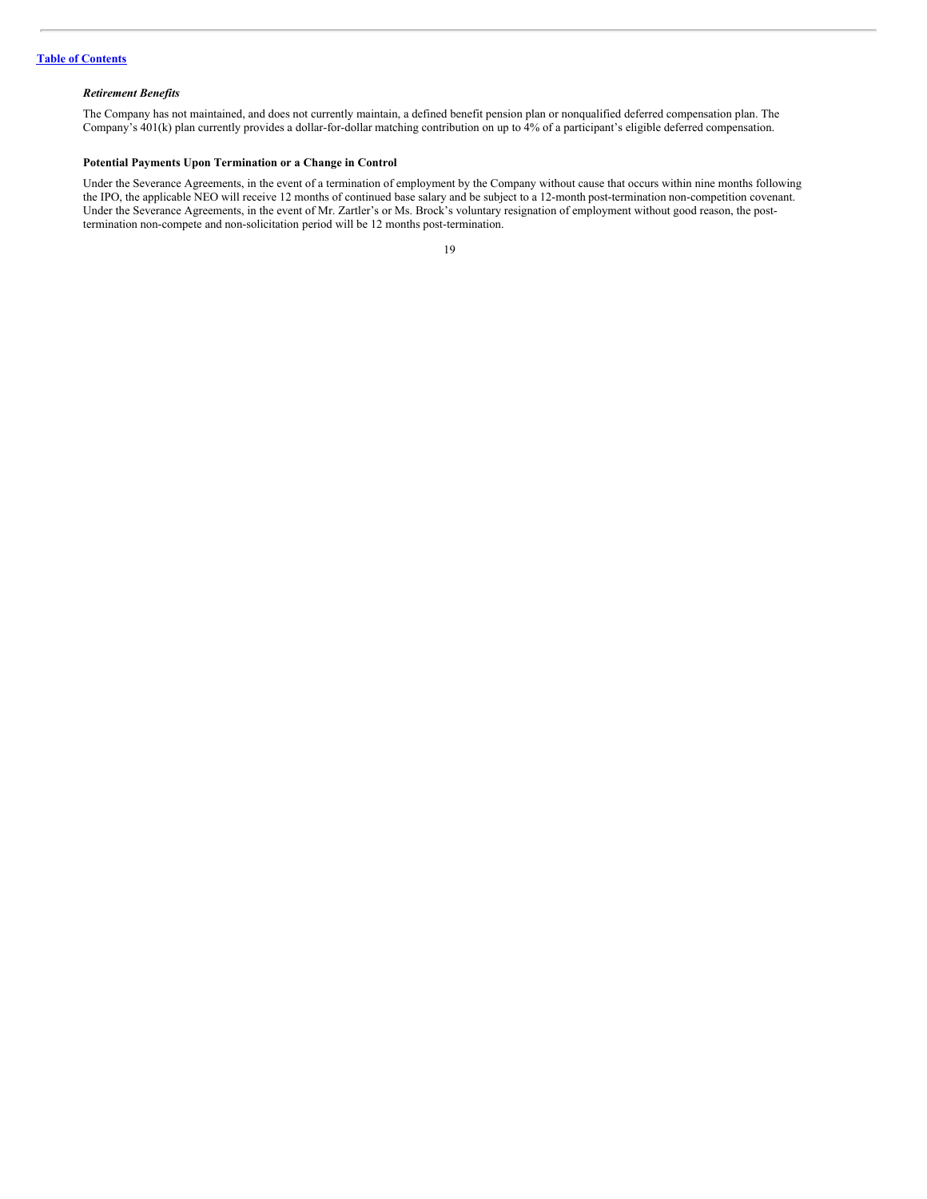### *Retirement Benefits*

The Company has not maintained, and does not currently maintain, a defined benefit pension plan or nonqualified deferred compensation plan. The Company's 401(k) plan currently provides a dollar-for-dollar matching contribution on up to 4% of a participant's eligible deferred compensation.

### **Potential Payments Upon Termination or a Change in Control**

Under the Severance Agreements, in the event of a termination of employment by the Company without cause that occurs within nine months following the IPO, the applicable NEO will receive 12 months of continued base salary and be subject to a 12-month post-termination non-competition covenant. Under the Severance Agreements, in the event of Mr. Zartler's or Ms. Brock's voluntary resignation of employment without good reason, the post-termination non-compete and non-solicitation period will be 12 months post-termination.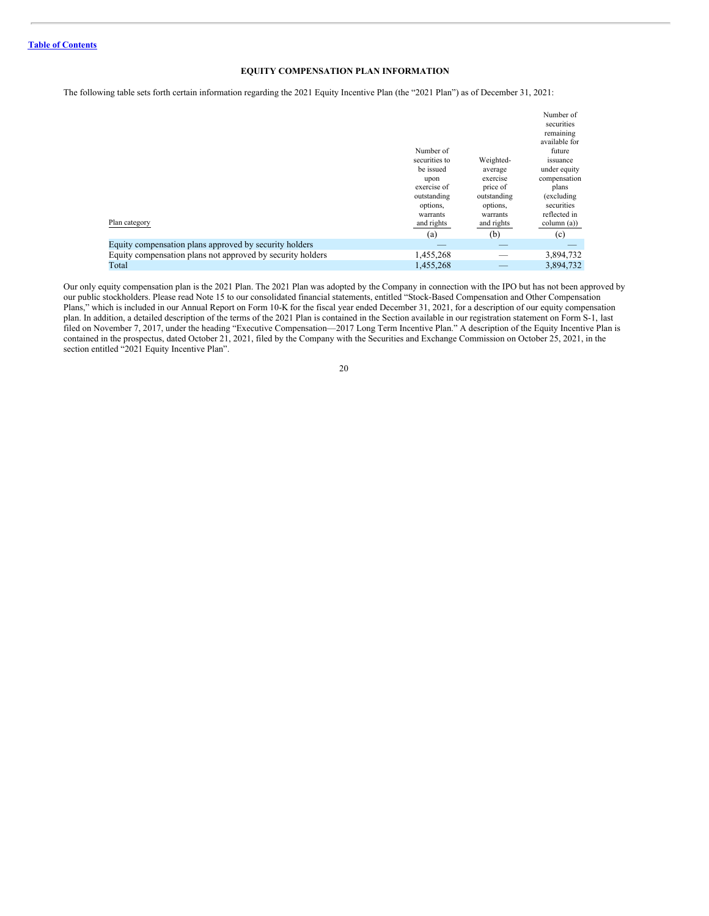[Table of Contents](#)

## EQUITY COMPENSATION PLAN INFORMATION

The following table sets forth certain information regarding the 2021 Equity Incentive Plan (the "2021 Plan") as of December 31, 2021:

| Plan category | Number of securities to be issued upon exercise of outstanding options, warrants and rights | Weighted-average exercise price of outstanding options, warrants and rights | Number of securities remaining available for future issuance under equity compensation plans (excluding securities reflected in column (a)) |
|---|---|---|---|
| | (a) | (b) | (c) |
| Equity compensation plans approved by security holders | — | — | — |
| Equity compensation plans not approved by security holders | 1,455,268 | — | 3,894,732 |
| Total | 1,455,268 | — | 3,894,732 |

Our only equity compensation plan is the 2021 Plan. The 2021 Plan was adopted by the Company in connection with the IPO but has not been approved by our public stockholders. Please read Note 15 to our consolidated financial statements, entitled "Stock-Based Compensation and Other Compensation Plans," which is included in our Annual Report on Form 10-K for the fiscal year ended December 31, 2021, for a description of our equity compensation plan. In addition, a detailed description of the terms of the 2021 Plan is contained in the Section available in our registration statement on Form S-1, last filed on November 7, 2017, under the heading "Executive Compensation—2017 Long Term Incentive Plan." A description of the Equity Incentive Plan is contained in the prospectus, dated October 21, 2021, filed by the Company with the Securities and Exchange Commission on October 25, 2021, in the section entitled "2021 Equity Incentive Plan".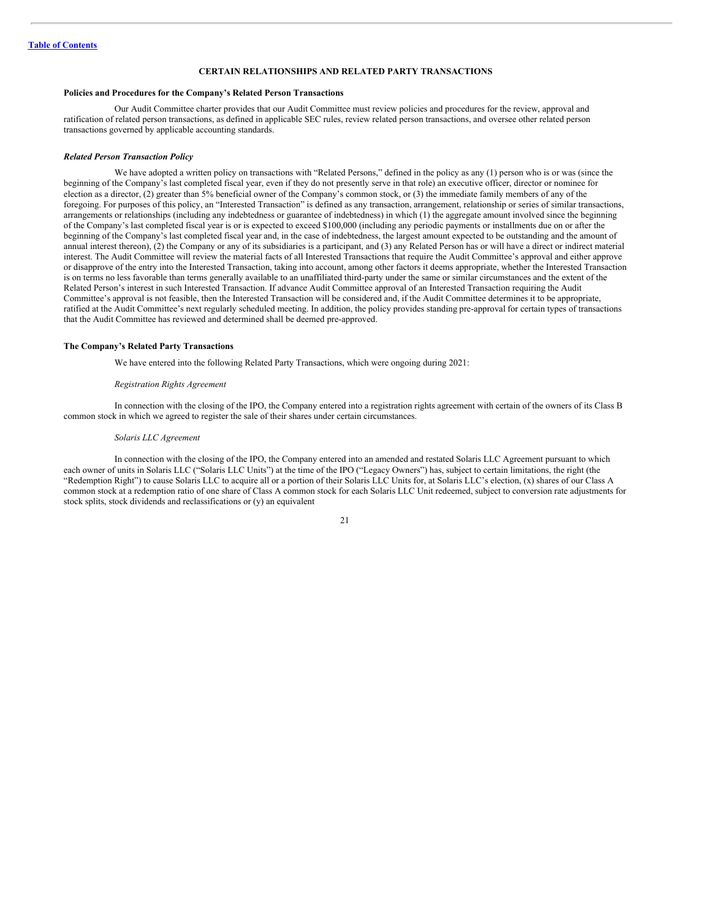[Table of Contents](#)

## CERTAIN RELATIONSHIPS AND RELATED PARTY TRANSACTIONS

### Policies and Procedures for the Company's Related Person Transactions

Our Audit Committee charter provides that our Audit Committee must review policies and procedures for the review, approval and ratification of related person transactions, as defined in applicable SEC rules, review related person transactions, and oversee other related person transactions governed by applicable accounting standards.

### *Related Person Transaction Policy*

We have adopted a written policy on transactions with "Related Persons," defined in the policy as any (1) person who is or was (since the beginning of the Company's last completed fiscal year, even if they do not presently serve in that role) an executive officer, director or nominee for election as a director, (2) greater than 5% beneficial owner of the Company's common stock, or (3) the immediate family members of any of the foregoing. For purposes of this policy, an "Interested Transaction" is defined as any transaction, arrangement, relationship or series of similar transactions, arrangements or relationships (including any indebtedness or guarantee of indebtedness) in which (1) the aggregate amount involved since the beginning of the Company's last completed fiscal year is or is expected to exceed $100,000 (including any periodic payments or installments due on or after the beginning of the Company's last completed fiscal year and, in the case of indebtedness, the largest amount expected to be outstanding and the amount of annual interest thereon), (2) the Company or any of its subsidiaries is a participant, and (3) any Related Person has or will have a direct or indirect material interest. The Audit Committee will review the material facts of all Interested Transactions that require the Audit Committee's approval and either approve or disapprove of the entry into the Interested Transaction, taking into account, among other factors it deems appropriate, whether the Interested Transaction is on terms no less favorable than terms generally available to an unaffiliated third-party under the same or similar circumstances and the extent of the Related Person's interest in such Interested Transaction. If advance Audit Committee approval of an Interested Transaction requiring the Audit Committee's approval is not feasible, then the Interested Transaction will be considered and, if the Audit Committee determines it to be appropriate, ratified at the Audit Committee's next regularly scheduled meeting. In addition, the policy provides standing pre-approval for certain types of transactions that the Audit Committee has reviewed and determined shall be deemed pre-approved.

### The Company's Related Party Transactions

We have entered into the following Related Party Transactions, which were ongoing during 2021:

*Registration Rights Agreement*

In connection with the closing of the IPO, the Company entered into a registration rights agreement with certain of the owners of its Class B common stock in which we agreed to register the sale of their shares under certain circumstances.

*Solaris LLC Agreement*

In connection with the closing of the IPO, the Company entered into an amended and restated Solaris LLC Agreement pursuant to which each owner of units in Solaris LLC ("Solaris LLC Units") at the time of the IPO ("Legacy Owners") has, subject to certain limitations, the right (the "Redemption Right") to cause Solaris LLC to acquire all or a portion of their Solaris LLC Units for, at Solaris LLC's election, (x) shares of our Class A common stock at a redemption ratio of one share of Class A common stock for each Solaris LLC Unit redeemed, subject to conversion rate adjustments for stock splits, stock dividends and reclassifications or (y) an equivalent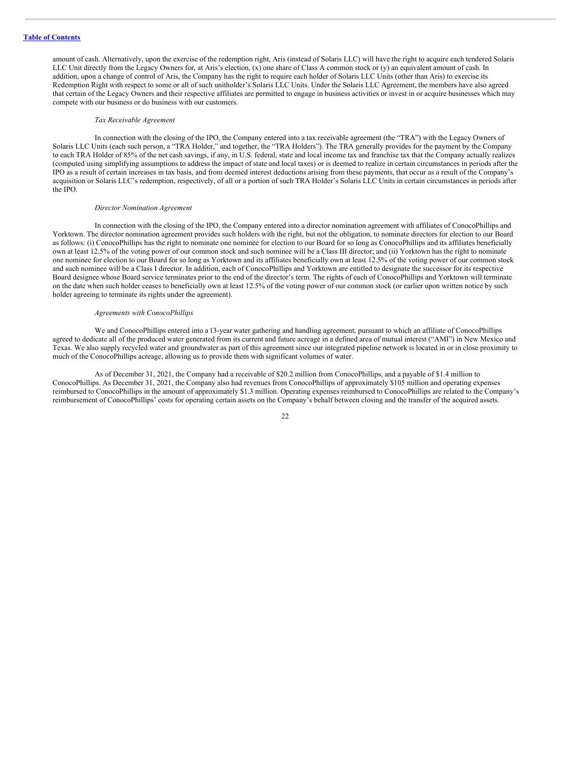amount of cash. Alternatively, upon the exercise of the redemption right, Aris (instead of Solaris LLC) will have the right to acquire each tendered Solaris LLC Unit directly from the Legacy Owners for, at Aris's election, (x) one share of Class A common stock or (y) an equivalent amount of cash. In addition, upon a change of control of Aris, the Company has the right to require each holder of Solaris LLC Units (other than Aris) to exercise its Redemption Right with respect to some or all of such unitholder's Solaris LLC Units. Under the Solaris LLC Agreement, the members have also agreed that certain of the Legacy Owners and their respective affiliates are permitted to engage in business activities or invest in or acquire businesses which may compete with our business or do business with our customers.

*Tax Receivable Agreement*

In connection with the closing of the IPO, the Company entered into a tax receivable agreement (the "TRA") with the Legacy Owners of Solaris LLC Units (each such person, a "TRA Holder," and together, the "TRA Holders"). The TRA generally provides for the payment by the Company to each TRA Holder of 85% of the net cash savings, if any, in U.S. federal, state and local income tax and franchise tax that the Company actually realizes (computed using simplifying assumptions to address the impact of state and local taxes) or is deemed to realize in certain circumstances in periods after the IPO as a result of certain increases in tax basis, and from deemed interest deductions arising from these payments, that occur as a result of the Company's acquisition or Solaris LLC's redemption, respectively, of all or a portion of such TRA Holder's Solaris LLC Units in certain circumstances in periods after the IPO.

*Director Nomination Agreement*

In connection with the closing of the IPO, the Company entered into a director nomination agreement with affiliates of ConocoPhillips and Yorktown. The director nomination agreement provides such holders with the right, but not the obligation, to nominate directors for election to our Board as follows: (i) ConocoPhillips has the right to nominate one nominee for election to our Board for so long as ConocoPhillips and its affiliates beneficially own at least 12.5% of the voting power of our common stock and such nominee will be a Class III director; and (ii) Yorktown has the right to nominate one nominee for election to our Board for so long as Yorktown and its affiliates beneficially own at least 12.5% of the voting power of our common stock and such nominee will be a Class I director. In addition, each of ConocoPhillips and Yorktown are entitled to designate the successor for its respective Board designee whose Board service terminates prior to the end of the director's term. The rights of each of ConocoPhillips and Yorktown will terminate on the date when such holder ceases to beneficially own at least 12.5% of the voting power of our common stock (or earlier upon written notice by such holder agreeing to terminate its rights under the agreement).

*Agreements with ConocoPhillips*

We and ConocoPhillips entered into a 13-year water gathering and handling agreement, pursuant to which an affiliate of ConocoPhillips agreed to dedicate all of the produced water generated from its current and future acreage in a defined area of mutual interest ("AMI") in New Mexico and Texas. We also supply recycled water and groundwater as part of this agreement since our integrated pipeline network is located in or in close proximity to much of the ConocoPhillips acreage, allowing us to provide them with significant volumes of water.

As of December 31, 2021, the Company had a receivable of $20.2 million from ConocoPhillips, and a payable of $1.4 million to ConocoPhillips. As December 31, 2021, the Company also had revenues from ConocoPhillips of approximately $105 million and operating expenses reimbursed to ConocoPhillips in the amount of approximately $1.3 million. Operating expenses reimbursed to ConocoPhillips are related to the Company's reimbursement of ConocoPhillips' costs for operating certain assets on the Company's behalf between closing and the transfer of the acquired assets.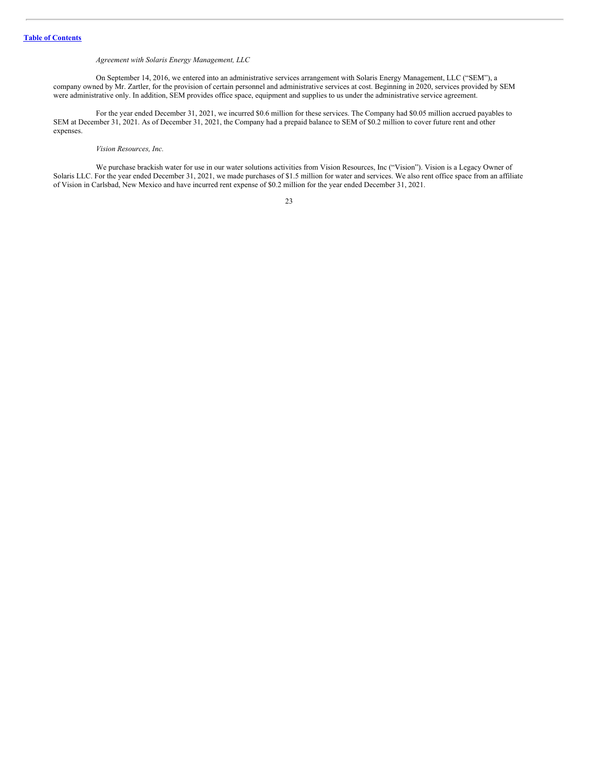*Agreement with Solaris Energy Management, LLC*

On September 14, 2016, we entered into an administrative services arrangement with Solaris Energy Management, LLC ("SEM"), a company owned by Mr. Zartler, for the provision of certain personnel and administrative services at cost. Beginning in 2020, services provided by SEM were administrative only. In addition, SEM provides office space, equipment and supplies to us under the administrative service agreement.

For the year ended December 31, 2021, we incurred $0.6 million for these services. The Company had $0.05 million accrued payables to SEM at December 31, 2021. As of December 31, 2021, the Company had a prepaid balance to SEM of $0.2 million to cover future rent and other expenses.

*Vision Resources, Inc.*

We purchase brackish water for use in our water solutions activities from Vision Resources, Inc ("Vision"). Vision is a Legacy Owner of Solaris LLC. For the year ended December 31, 2021, we made purchases of $1.5 million for water and services. We also rent office space from an affiliate of Vision in Carlsbad, New Mexico and have incurred rent expense of $0.2 million for the year ended December 31, 2021.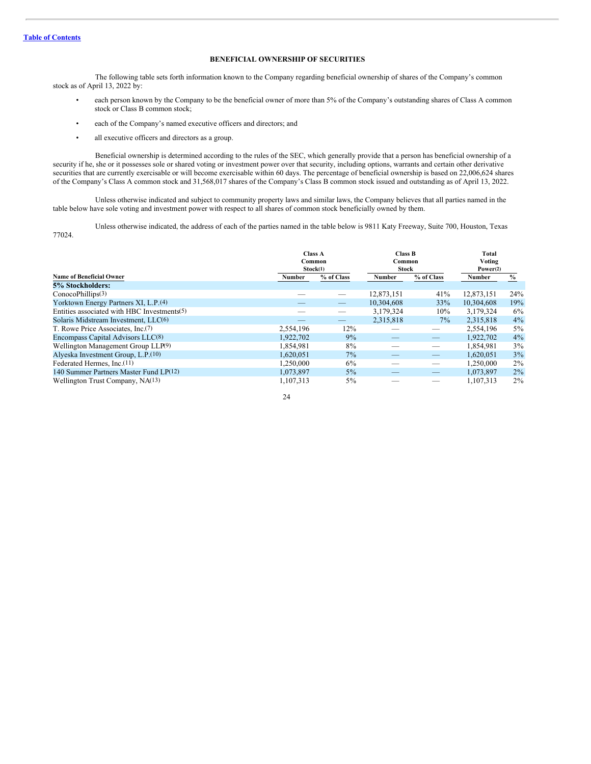[Table of Contents](#)

## BENEFICIAL OWNERSHIP OF SECURITIES

The following table sets forth information known to the Company regarding beneficial ownership of shares of the Company's common stock as of April 13, 2022 by:

- each person known by the Company to be the beneficial owner of more than 5% of the Company's outstanding shares of Class A common stock or Class B common stock;
- each of the Company's named executive officers and directors; and
- all executive officers and directors as a group.

Beneficial ownership is determined according to the rules of the SEC, which generally provide that a person has beneficial ownership of a security if he, she or it possesses sole or shared voting or investment power over that security, including options, warrants and certain other derivative securities that are currently exercisable or will become exercisable within 60 days. The percentage of beneficial ownership is based on 22,006,624 shares of the Company's Class A common stock and 31,568,017 shares of the Company's Class B common stock issued and outstanding as of April 13, 2022.

Unless otherwise indicated and subject to community property laws and similar laws, the Company believes that all parties named in the table below have sole voting and investment power with respect to all shares of common stock beneficially owned by them.

Unless otherwise indicated, the address of each of the parties named in the table below is 9811 Katy Freeway, Suite 700, Houston, Texas 77024.

| | Class A Common Stock(1) | | Class B Common Stock | | Total Voting Power(2) | |
|---|---|---|---|---|---|---|
| **Name of Beneficial Owner** | **Number** | **% of Class** | **Number** | **% of Class** | **Number** | **%** |
| **5% Stockholders:** | | | | | | |
| ConocoPhillips(3) | — | — | 12,873,151 | 41% | 12,873,151 | 24% |
| Yorktown Energy Partners XI, L.P.(4) | — | — | 10,304,608 | 33% | 10,304,608 | 19% |
| Entities associated with HBC Investments(5) | — | — | 3,179,324 | 10% | 3,179,324 | 6% |
| Solaris Midstream Investment, LLC(6) | — | — | 2,315,818 | 7% | 2,315,818 | 4% |
| T. Rowe Price Associates, Inc.(7) | 2,554,196 | 12% | — | — | 2,554,196 | 5% |
| Encompass Capital Advisors LLC(8) | 1,922,702 | 9% | — | — | 1,922,702 | 4% |
| Wellington Management Group LLP(9) | 1,854,981 | 8% | — | — | 1,854,981 | 3% |
| Alyeska Investment Group, L.P.(10) | 1,620,051 | 7% | — | — | 1,620,051 | 3% |
| Federated Hermes, Inc.(11) | 1,250,000 | 6% | — | — | 1,250,000 | 2% |
| 140 Summer Partners Master Fund LP(12) | 1,073,897 | 5% | — | — | 1,073,897 | 2% |
| Wellington Trust Company, NA(13) | 1,107,313 | 5% | — | — | 1,107,313 | 2% |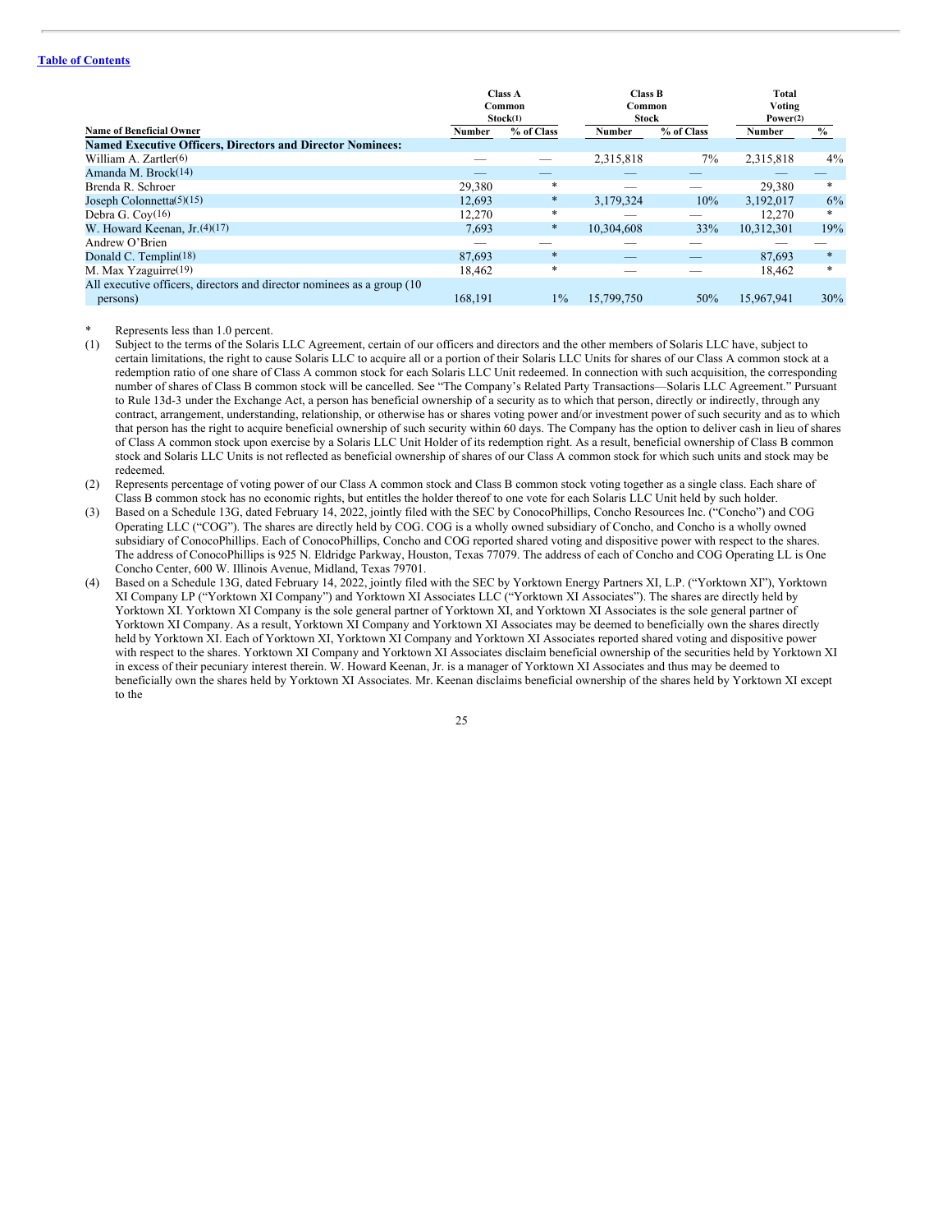[Table of Contents](#)

| Name of Beneficial Owner | Class A Common Stock(1) | | Class B Common Stock | | Total Voting Power(2) | |
|---|---|---|---|---|---|---|
| | Number | % of Class | Number | % of Class | Number | % |
| **Named Executive Officers, Directors and Director Nominees:** | | | | | | |
| William A. Zartler(6) | — | — | 2,315,818 | 7% | 2,315,818 | 4% |
| Amanda M. Brock(14) | — | — | — | — | — | — |
| Brenda R. Schroer | 29,380 | * | — | — | 29,380 | * |
| Joseph Colonnetta(5)(15) | 12,693 | * | 3,179,324 | 10% | 3,192,017 | 6% |
| Debra G. Coy(16) | 12,270 | * | — | — | 12,270 | * |
| W. Howard Keenan, Jr.(4)(17) | 7,693 | * | 10,304,608 | 33% | 10,312,301 | 19% |
| Andrew O'Brien | — | — | — | — | — | — |
| Donald C. Templin(18) | 87,693 | * | — | — | 87,693 | * |
| M. Max Yzaguirre(19) | 18,462 | * | — | — | 18,462 | * |
| All executive officers, directors and director nominees as a group (10 persons) | 168,191 | 1% | 15,799,750 | 50% | 15,967,941 | 30% |

\* Represents less than 1.0 percent.

(1) Subject to the terms of the Solaris LLC Agreement, certain of our officers and directors and the other members of Solaris LLC have, subject to certain limitations, the right to cause Solaris LLC to acquire all or a portion of their Solaris LLC Units for shares of our Class A common stock at a redemption ratio of one share of Class A common stock for each Solaris LLC Unit redeemed. In connection with such acquisition, the corresponding number of shares of Class B common stock will be cancelled. See "The Company's Related Party Transactions—Solaris LLC Agreement." Pursuant to Rule 13d-3 under the Exchange Act, a person has beneficial ownership of a security as to which that person, directly or indirectly, through any contract, arrangement, understanding, relationship, or otherwise has or shares voting power and/or investment power of such security and as to which that person has the right to acquire beneficial ownership of such security within 60 days. The Company has the option to deliver cash in lieu of shares of Class A common stock upon exercise by a Solaris LLC Unit Holder of its redemption right. As a result, beneficial ownership of Class B common stock and Solaris LLC Units is not reflected as beneficial ownership of shares of our Class A common stock for which such units and stock may be redeemed.

(2) Represents percentage of voting power of our Class A common stock and Class B common stock voting together as a single class. Each share of Class B common stock has no economic rights, but entitles the holder thereof to one vote for each Solaris LLC Unit held by such holder.

(3) Based on a Schedule 13G, dated February 14, 2022, jointly filed with the SEC by ConocoPhillips, Concho Resources Inc. ("Concho") and COG Operating LLC ("COG"). The shares are directly held by COG. COG is a wholly owned subsidiary of Concho, and Concho is a wholly owned subsidiary of ConocoPhillips. Each of ConocoPhillips, Concho and COG reported shared voting and dispositive power with respect to the shares. The address of ConocoPhillips is 925 N. Eldridge Parkway, Houston, Texas 77079. The address of each of Concho and COG Operating LL is One Concho Center, 600 W. Illinois Avenue, Midland, Texas 79701.

(4) Based on a Schedule 13G, dated February 14, 2022, jointly filed with the SEC by Yorktown Energy Partners XI, L.P. ("Yorktown XI"), Yorktown XI Company LP ("Yorktown XI Company") and Yorktown XI Associates LLC ("Yorktown XI Associates"). The shares are directly held by Yorktown XI. Yorktown XI Company is the sole general partner of Yorktown XI, and Yorktown XI Associates is the sole general partner of Yorktown XI Company. As a result, Yorktown XI Company and Yorktown XI Associates may be deemed to beneficially own the shares directly held by Yorktown XI. Each of Yorktown XI, Yorktown XI Company and Yorktown XI Associates reported shared voting and dispositive power with respect to the shares. Yorktown XI Company and Yorktown XI Associates disclaim beneficial ownership of the securities held by Yorktown XI in excess of their pecuniary interest therein. W. Howard Keenan, Jr. is a manager of Yorktown XI Associates and thus may be deemed to beneficially own the shares held by Yorktown XI Associates. Mr. Keenan disclaims beneficial ownership of the shares held by Yorktown XI except to the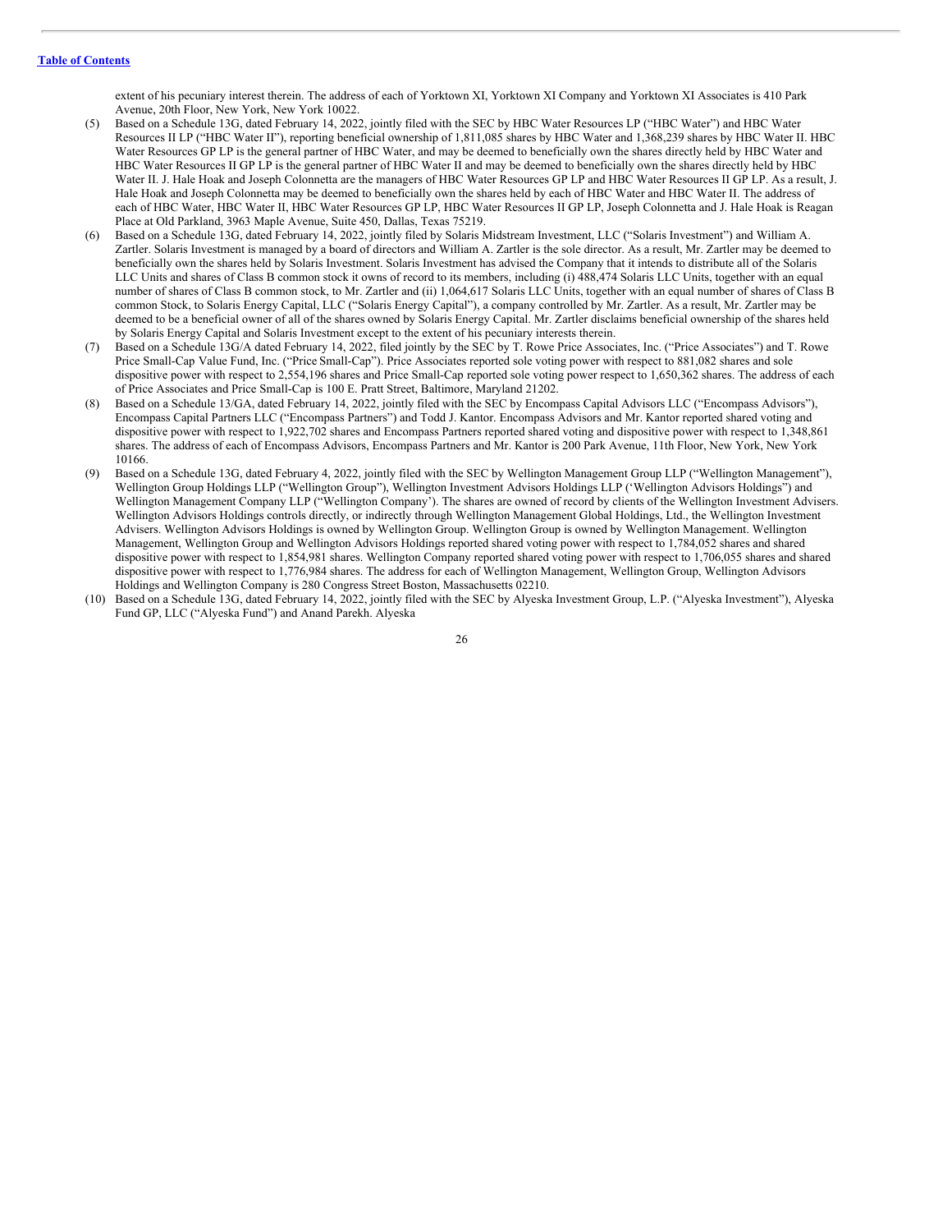extent of his pecuniary interest therein. The address of each of Yorktown XI, Yorktown XI Company and Yorktown XI Associates is 410 Park Avenue, 20th Floor, New York, New York 10022.

(5) Based on a Schedule 13G, dated February 14, 2022, jointly filed with the SEC by HBC Water Resources LP ("HBC Water") and HBC Water Resources II LP ("HBC Water II"), reporting beneficial ownership of 1,811,085 shares by HBC Water and 1,368,239 shares by HBC Water II. HBC Water Resources GP LP is the general partner of HBC Water, and may be deemed to beneficially own the shares directly held by HBC Water and HBC Water Resources II GP LP is the general partner of HBC Water II and may be deemed to beneficially own the shares directly held by HBC Water II. J. Hale Hoak and Joseph Colonnetta are the managers of HBC Water Resources GP LP and HBC Water Resources II GP LP. As a result, J. Hale Hoak and Joseph Colonnetta may be deemed to beneficially own the shares held by each of HBC Water and HBC Water II. The address of each of HBC Water, HBC Water II, HBC Water Resources GP LP, HBC Water Resources II GP LP, Joseph Colonnetta and J. Hale Hoak is Reagan Place at Old Parkland, 3963 Maple Avenue, Suite 450, Dallas, Texas 75219.

(6) Based on a Schedule 13G, dated February 14, 2022, jointly filed by Solaris Midstream Investment, LLC ("Solaris Investment") and William A. Zartler. Solaris Investment is managed by a board of directors and William A. Zartler is the sole director. As a result, Mr. Zartler may be deemed to beneficially own the shares held by Solaris Investment. Solaris Investment has advised the Company that it intends to distribute all of the Solaris LLC Units and shares of Class B common stock it owns of record to its members, including (i) 488,474 Solaris LLC Units, together with an equal number of shares of Class B common stock, to Mr. Zartler and (ii) 1,064,617 Solaris LLC Units, together with an equal number of shares of Class B common Stock, to Solaris Energy Capital, LLC ("Solaris Energy Capital"), a company controlled by Mr. Zartler. As a result, Mr. Zartler may be deemed to be a beneficial owner of all of the shares owned by Solaris Energy Capital. Mr. Zartler disclaims beneficial ownership of the shares held by Solaris Energy Capital and Solaris Investment except to the extent of his pecuniary interests therein.

(7) Based on a Schedule 13G/A dated February 14, 2022, filed jointly by the SEC by T. Rowe Price Associates, Inc. ("Price Associates") and T. Rowe Price Small-Cap Value Fund, Inc. ("Price Small-Cap"). Price Associates reported sole voting power with respect to 881,082 shares and sole dispositive power with respect to 2,554,196 shares and Price Small-Cap reported sole voting power respect to 1,650,362 shares. The address of each of Price Associates and Price Small-Cap is 100 E. Pratt Street, Baltimore, Maryland 21202.

(8) Based on a Schedule 13/GA, dated February 14, 2022, jointly filed with the SEC by Encompass Capital Advisors LLC ("Encompass Advisors"), Encompass Capital Partners LLC ("Encompass Partners") and Todd J. Kantor. Encompass Advisors and Mr. Kantor reported shared voting and dispositive power with respect to 1,922,702 shares and Encompass Partners reported shared voting and dispositive power with respect to 1,348,861 shares. The address of each of Encompass Advisors, Encompass Partners and Mr. Kantor is 200 Park Avenue, 11th Floor, New York, New York 10166.

(9) Based on a Schedule 13G, dated February 4, 2022, jointly filed with the SEC by Wellington Management Group LLP ("Wellington Management"), Wellington Group Holdings LLP ("Wellington Group"), Wellington Investment Advisors Holdings LLP ('Wellington Advisors Holdings") and Wellington Management Company LLP ("Wellington Company'). The shares are owned of record by clients of the Wellington Investment Advisers. Wellington Advisors Holdings controls directly, or indirectly through Wellington Management Global Holdings, Ltd., the Wellington Investment Advisers. Wellington Advisors Holdings is owned by Wellington Group. Wellington Group is owned by Wellington Management. Wellington Management, Wellington Group and Wellington Advisors Holdings reported shared voting power with respect to 1,784,052 shares and shared dispositive power with respect to 1,854,981 shares. Wellington Company reported shared voting power with respect to 1,706,055 shares and shared dispositive power with respect to 1,776,984 shares. The address for each of Wellington Management, Wellington Group, Wellington Advisors Holdings and Wellington Company is 280 Congress Street Boston, Massachusetts 02210.

(10) Based on a Schedule 13G, dated February 14, 2022, jointly filed with the SEC by Alyeska Investment Group, L.P. ("Alyeska Investment"), Alyeska Fund GP, LLC ("Alyeska Fund") and Anand Parekh. Alyeska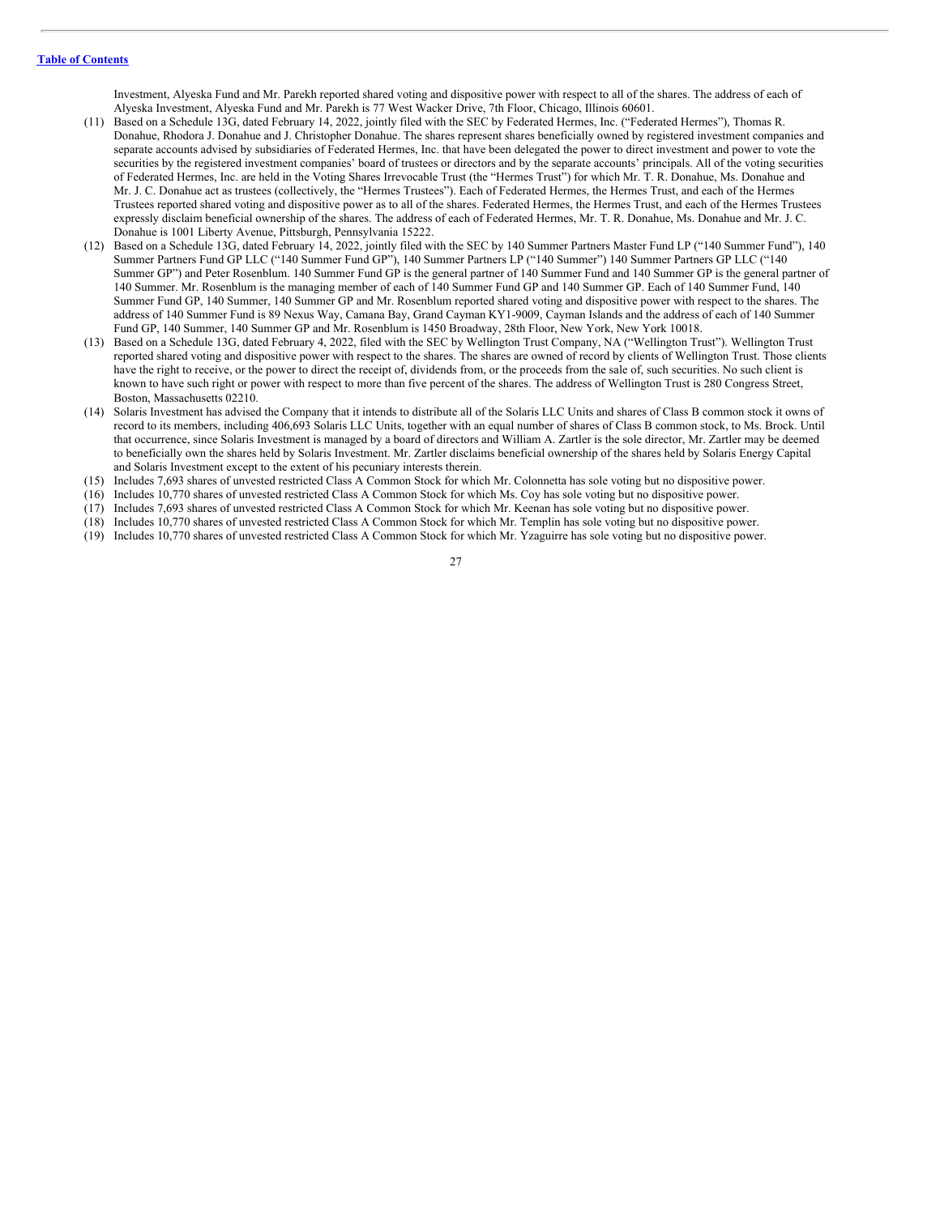Investment, Alyeska Fund and Mr. Parekh reported shared voting and dispositive power with respect to all of the shares. The address of each of Alyeska Investment, Alyeska Fund and Mr. Parekh is 77 West Wacker Drive, 7th Floor, Chicago, Illinois 60601.

(11) Based on a Schedule 13G, dated February 14, 2022, jointly filed with the SEC by Federated Hermes, Inc. ("Federated Hermes"), Thomas R. Donahue, Rhodora J. Donahue and J. Christopher Donahue. The shares represent shares beneficially owned by registered investment companies and separate accounts advised by subsidiaries of Federated Hermes, Inc. that have been delegated the power to direct investment and power to vote the securities by the registered investment companies' board of trustees or directors and by the separate accounts' principals. All of the voting securities of Federated Hermes, Inc. are held in the Voting Shares Irrevocable Trust (the "Hermes Trust") for which Mr. T. R. Donahue, Ms. Donahue and Mr. J. C. Donahue act as trustees (collectively, the "Hermes Trustees"). Each of Federated Hermes, the Hermes Trust, and each of the Hermes Trustees reported shared voting and dispositive power as to all of the shares. Federated Hermes, the Hermes Trust, and each of the Hermes Trustees expressly disclaim beneficial ownership of the shares. The address of each of Federated Hermes, Mr. T. R. Donahue, Ms. Donahue and Mr. J. C. Donahue is 1001 Liberty Avenue, Pittsburgh, Pennsylvania 15222.

(12) Based on a Schedule 13G, dated February 14, 2022, jointly filed with the SEC by 140 Summer Partners Master Fund LP ("140 Summer Fund"), 140 Summer Partners Fund GP LLC ("140 Summer Fund GP"), 140 Summer Partners LP ("140 Summer") 140 Summer Partners GP LLC ("140 Summer GP") and Peter Rosenblum. 140 Summer Fund GP is the general partner of 140 Summer Fund and 140 Summer GP is the general partner of 140 Summer. Mr. Rosenblum is the managing member of each of 140 Summer Fund GP and 140 Summer GP. Each of 140 Summer Fund, 140 Summer Fund GP, 140 Summer, 140 Summer GP and Mr. Rosenblum reported shared voting and dispositive power with respect to the shares. The address of 140 Summer Fund is 89 Nexus Way, Camana Bay, Grand Cayman KY1-9009, Cayman Islands and the address of each of 140 Summer Fund GP, 140 Summer, 140 Summer GP and Mr. Rosenblum is 1450 Broadway, 28th Floor, New York, New York 10018.

(13) Based on a Schedule 13G, dated February 4, 2022, filed with the SEC by Wellington Trust Company, NA ("Wellington Trust"). Wellington Trust reported shared voting and dispositive power with respect to the shares. The shares are owned of record by clients of Wellington Trust. Those clients have the right to receive, or the power to direct the receipt of, dividends from, or the proceeds from the sale of, such securities. No such client is known to have such right or power with respect to more than five percent of the shares. The address of Wellington Trust is 280 Congress Street, Boston, Massachusetts 02210.

(14) Solaris Investment has advised the Company that it intends to distribute all of the Solaris LLC Units and shares of Class B common stock it owns of record to its members, including 406,693 Solaris LLC Units, together with an equal number of shares of Class B common stock, to Ms. Brock. Until that occurrence, since Solaris Investment is managed by a board of directors and William A. Zartler is the sole director, Mr. Zartler may be deemed to beneficially own the shares held by Solaris Investment. Mr. Zartler disclaims beneficial ownership of the shares held by Solaris Energy Capital and Solaris Investment except to the extent of his pecuniary interests therein.

(15) Includes 7,693 shares of unvested restricted Class A Common Stock for which Mr. Colonnetta has sole voting but no dispositive power.

(16) Includes 10,770 shares of unvested restricted Class A Common Stock for which Ms. Coy has sole voting but no dispositive power.

(17) Includes 7,693 shares of unvested restricted Class A Common Stock for which Mr. Keenan has sole voting but no dispositive power.

(18) Includes 10,770 shares of unvested restricted Class A Common Stock for which Mr. Templin has sole voting but no dispositive power.

(19) Includes 10,770 shares of unvested restricted Class A Common Stock for which Mr. Yzaguirre has sole voting but no dispositive power.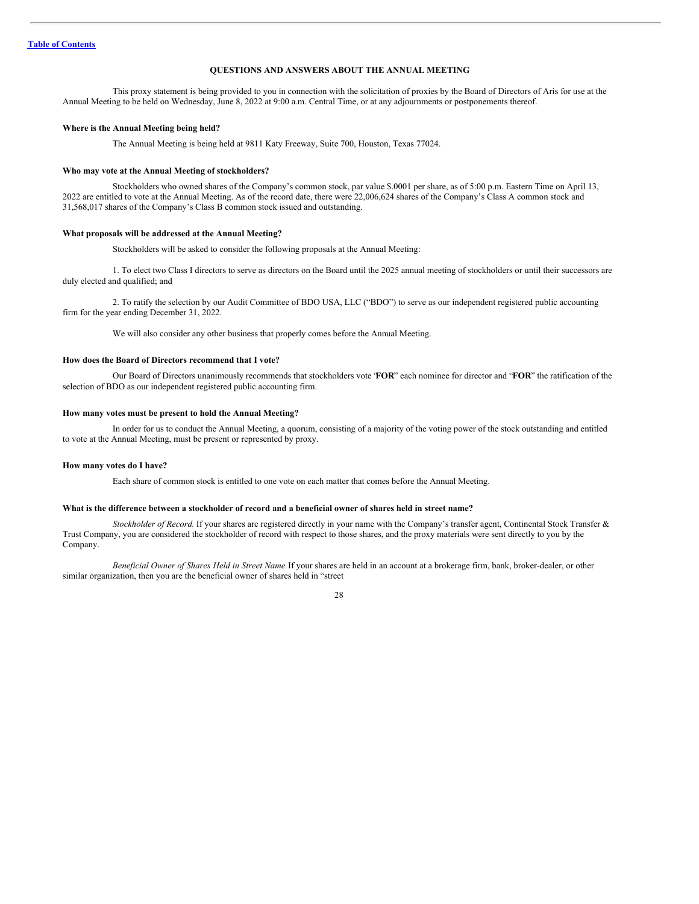[Table of Contents](#)

## QUESTIONS AND ANSWERS ABOUT THE ANNUAL MEETING

This proxy statement is being provided to you in connection with the solicitation of proxies by the Board of Directors of Aris for use at the Annual Meeting to be held on Wednesday, June 8, 2022 at 9:00 a.m. Central Time, or at any adjournments or postponements thereof.

**Where is the Annual Meeting being held?**

The Annual Meeting is being held at 9811 Katy Freeway, Suite 700, Houston, Texas 77024.

**Who may vote at the Annual Meeting of stockholders?**

Stockholders who owned shares of the Company's common stock, par value $.0001 per share, as of 5:00 p.m. Eastern Time on April 13, 2022 are entitled to vote at the Annual Meeting. As of the record date, there were 22,006,624 shares of the Company's Class A common stock and 31,568,017 shares of the Company's Class B common stock issued and outstanding.

**What proposals will be addressed at the Annual Meeting?**

Stockholders will be asked to consider the following proposals at the Annual Meeting:

1. To elect two Class I directors to serve as directors on the Board until the 2025 annual meeting of stockholders or until their successors are duly elected and qualified; and

2. To ratify the selection by our Audit Committee of BDO USA, LLC ("BDO") to serve as our independent registered public accounting firm for the year ending December 31, 2022.

We will also consider any other business that properly comes before the Annual Meeting.

**How does the Board of Directors recommend that I vote?**

Our Board of Directors unanimously recommends that stockholders vote "**FOR**" each nominee for director and "**FOR**" the ratification of the selection of BDO as our independent registered public accounting firm.

**How many votes must be present to hold the Annual Meeting?**

In order for us to conduct the Annual Meeting, a quorum, consisting of a majority of the voting power of the stock outstanding and entitled to vote at the Annual Meeting, must be present or represented by proxy.

**How many votes do I have?**

Each share of common stock is entitled to one vote on each matter that comes before the Annual Meeting.

**What is the difference between a stockholder of record and a beneficial owner of shares held in street name?**

*Stockholder of Record.* If your shares are registered directly in your name with the Company's transfer agent, Continental Stock Transfer & Trust Company, you are considered the stockholder of record with respect to those shares, and the proxy materials were sent directly to you by the Company.

*Beneficial Owner of Shares Held in Street Name.* If your shares are held in an account at a brokerage firm, bank, broker-dealer, or other similar organization, then you are the beneficial owner of shares held in "street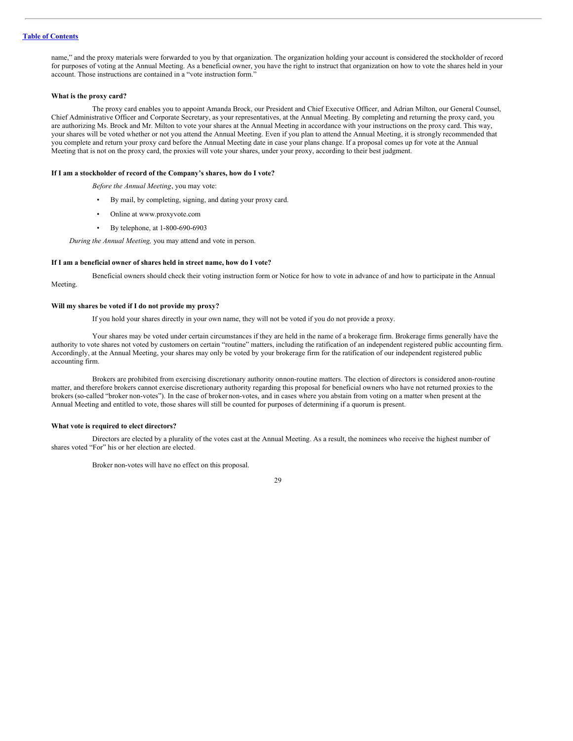name," and the proxy materials were forwarded to you by that organization. The organization holding your account is considered the stockholder of record for purposes of voting at the Annual Meeting. As a beneficial owner, you have the right to instruct that organization on how to vote the shares held in your account. Those instructions are contained in a "vote instruction form."

**What is the proxy card?**

The proxy card enables you to appoint Amanda Brock, our President and Chief Executive Officer, and Adrian Milton, our General Counsel, Chief Administrative Officer and Corporate Secretary, as your representatives, at the Annual Meeting. By completing and returning the proxy card, you are authorizing Ms. Brock and Mr. Milton to vote your shares at the Annual Meeting in accordance with your instructions on the proxy card. This way, your shares will be voted whether or not you attend the Annual Meeting. Even if you plan to attend the Annual Meeting, it is strongly recommended that you complete and return your proxy card before the Annual Meeting date in case your plans change. If a proposal comes up for vote at the Annual Meeting that is not on the proxy card, the proxies will vote your shares, under your proxy, according to their best judgment.

**If I am a stockholder of record of the Company's shares, how do I vote?**

*Before the Annual Meeting*, you may vote:

- By mail, by completing, signing, and dating your proxy card.
- Online at www.proxyvote.com
- By telephone, at 1-800-690-6903

*During the Annual Meeting,* you may attend and vote in person.

**If I am a beneficial owner of shares held in street name, how do I vote?**

Beneficial owners should check their voting instruction form or Notice for how to vote in advance of and how to participate in the Annual Meeting.

**Will my shares be voted if I do not provide my proxy?**

If you hold your shares directly in your own name, they will not be voted if you do not provide a proxy.

Your shares may be voted under certain circumstances if they are held in the name of a brokerage firm. Brokerage firms generally have the authority to vote shares not voted by customers on certain "routine" matters, including the ratification of an independent registered public accounting firm. Accordingly, at the Annual Meeting, your shares may only be voted by your brokerage firm for the ratification of our independent registered public accounting firm.

Brokers are prohibited from exercising discretionary authority on non-routine matters. The election of directors is considered a non-routine matter, and therefore brokers cannot exercise discretionary authority regarding this proposal for beneficial owners who have not returned proxies to the brokers (so-called "broker non-votes"). In the case of broker non-votes, and in cases where you abstain from voting on a matter when present at the Annual Meeting and entitled to vote, those shares will still be counted for purposes of determining if a quorum is present.

**What vote is required to elect directors?**

Directors are elected by a plurality of the votes cast at the Annual Meeting. As a result, the nominees who receive the highest number of shares voted "For" his or her election are elected.

Broker non-votes will have no effect on this proposal.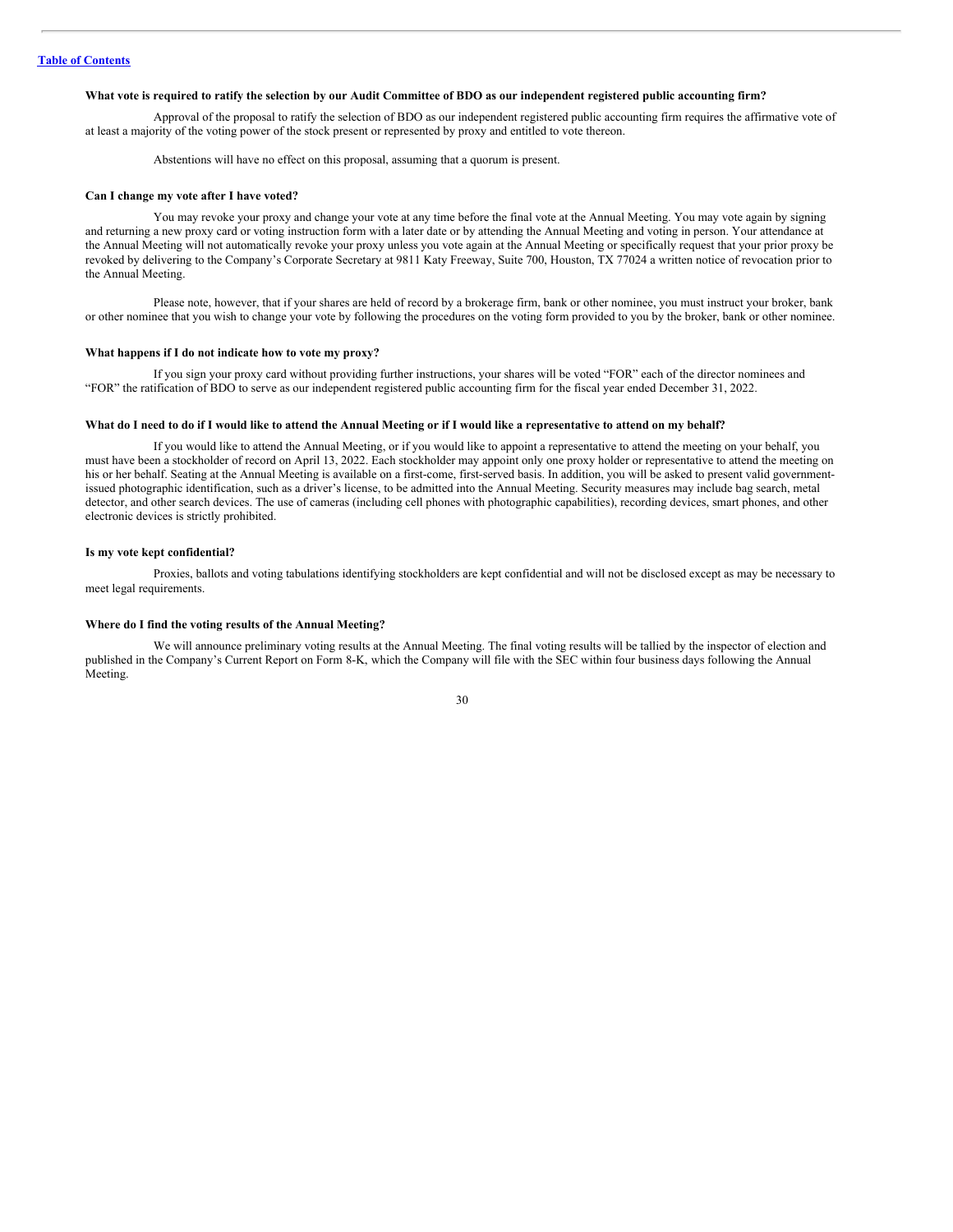[Table of Contents](#)

**What vote is required to ratify the selection by our Audit Committee of BDO as our independent registered public accounting firm?**

Approval of the proposal to ratify the selection of BDO as our independent registered public accounting firm requires the affirmative vote of at least a majority of the voting power of the stock present or represented by proxy and entitled to vote thereon.

Abstentions will have no effect on this proposal, assuming that a quorum is present.

**Can I change my vote after I have voted?**

You may revoke your proxy and change your vote at any time before the final vote at the Annual Meeting. You may vote again by signing and returning a new proxy card or voting instruction form with a later date or by attending the Annual Meeting and voting in person. Your attendance at the Annual Meeting will not automatically revoke your proxy unless you vote again at the Annual Meeting or specifically request that your prior proxy be revoked by delivering to the Company's Corporate Secretary at 9811 Katy Freeway, Suite 700, Houston, TX 77024 a written notice of revocation prior to the Annual Meeting.

Please note, however, that if your shares are held of record by a brokerage firm, bank or other nominee, you must instruct your broker, bank or other nominee that you wish to change your vote by following the procedures on the voting form provided to you by the broker, bank or other nominee.

**What happens if I do not indicate how to vote my proxy?**

If you sign your proxy card without providing further instructions, your shares will be voted "FOR" each of the director nominees and "FOR" the ratification of BDO to serve as our independent registered public accounting firm for the fiscal year ended December 31, 2022.

**What do I need to do if I would like to attend the Annual Meeting or if I would like a representative to attend on my behalf?**

If you would like to attend the Annual Meeting, or if you would like to appoint a representative to attend the meeting on your behalf, you must have been a stockholder of record on April 13, 2022. Each stockholder may appoint only one proxy holder or representative to attend the meeting on his or her behalf. Seating at the Annual Meeting is available on a first-come, first-served basis. In addition, you will be asked to present valid government-issued photographic identification, such as a driver's license, to be admitted into the Annual Meeting. Security measures may include bag search, metal detector, and other search devices. The use of cameras (including cell phones with photographic capabilities), recording devices, smart phones, and other electronic devices is strictly prohibited.

**Is my vote kept confidential?**

Proxies, ballots and voting tabulations identifying stockholders are kept confidential and will not be disclosed except as may be necessary to meet legal requirements.

**Where do I find the voting results of the Annual Meeting?**

We will announce preliminary voting results at the Annual Meeting. The final voting results will be tallied by the inspector of election and published in the Company's Current Report on Form 8-K, which the Company will file with the SEC within four business days following the Annual Meeting.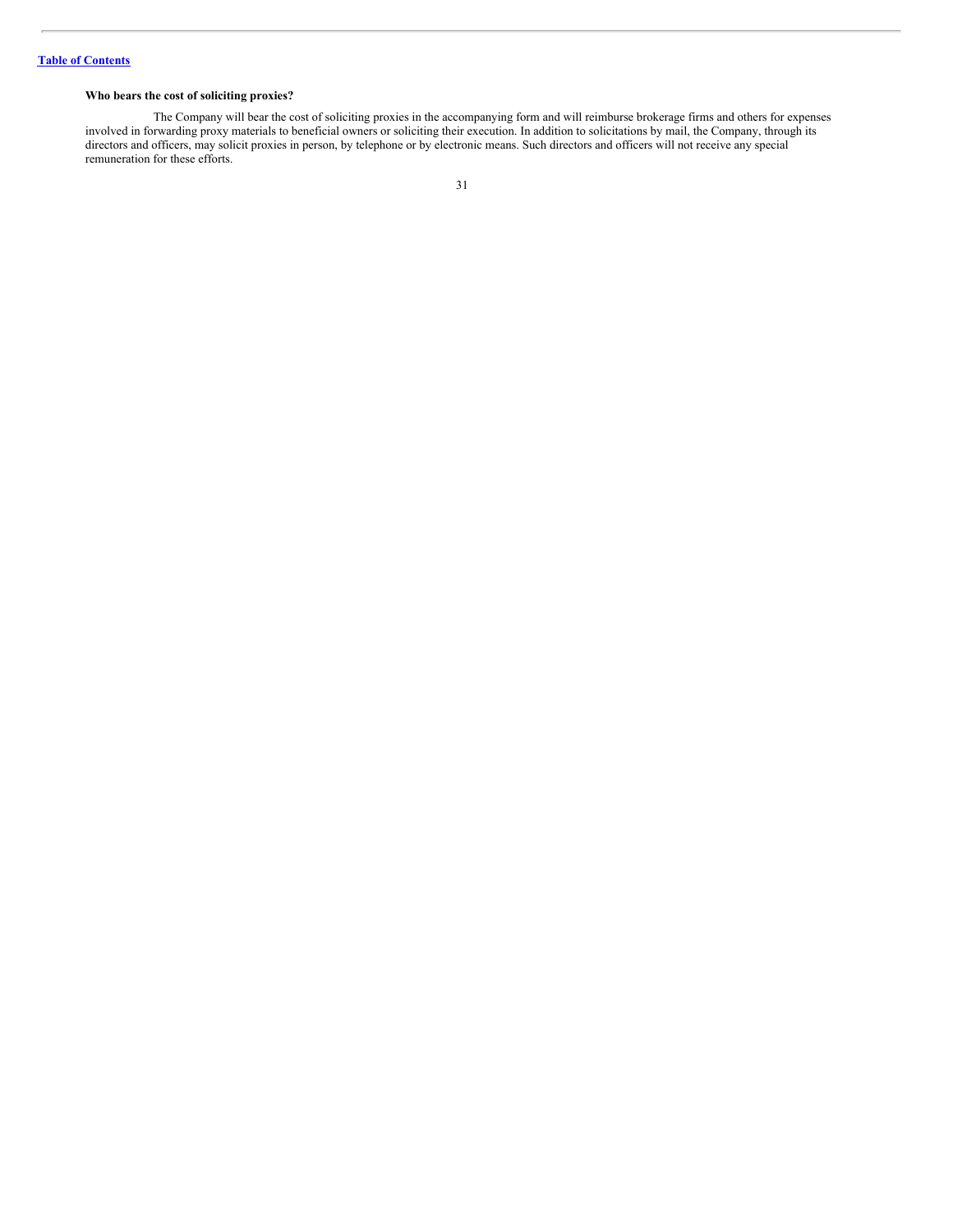**Who bears the cost of soliciting proxies?**

The Company will bear the cost of soliciting proxies in the accompanying form and will reimburse brokerage firms and others for expenses involved in forwarding proxy materials to beneficial owners or soliciting their execution. In addition to solicitations by mail, the Company, through its directors and officers, may solicit proxies in person, by telephone or by electronic means. Such directors and officers will not receive any special remuneration for these efforts.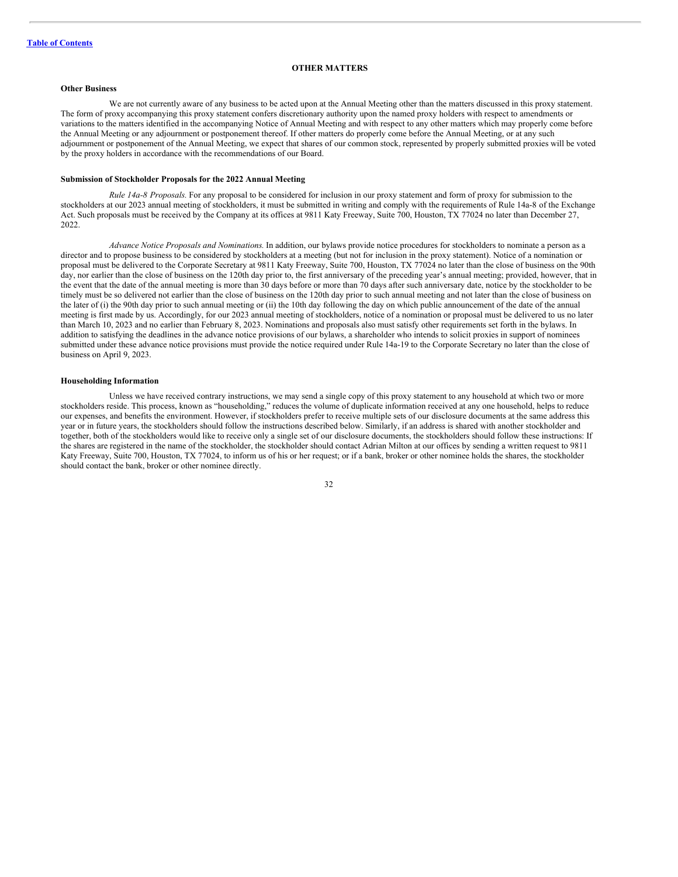[Table of Contents](#)

## OTHER MATTERS

### Other Business

We are not currently aware of any business to be acted upon at the Annual Meeting other than the matters discussed in this proxy statement. The form of proxy accompanying this proxy statement confers discretionary authority upon the named proxy holders with respect to amendments or variations to the matters identified in the accompanying Notice of Annual Meeting and with respect to any other matters which may properly come before the Annual Meeting or any adjournment or postponement thereof. If other matters do properly come before the Annual Meeting, or at any such adjournment or postponement of the Annual Meeting, we expect that shares of our common stock, represented by properly submitted proxies will be voted by the proxy holders in accordance with the recommendations of our Board.

### Submission of Stockholder Proposals for the 2022 Annual Meeting

*Rule 14a-8 Proposals.* For any proposal to be considered for inclusion in our proxy statement and form of proxy for submission to the stockholders at our 2023 annual meeting of stockholders, it must be submitted in writing and comply with the requirements of Rule 14a-8 of the Exchange Act. Such proposals must be received by the Company at its offices at 9811 Katy Freeway, Suite 700, Houston, TX 77024 no later than December 27, 2022.

*Advance Notice Proposals and Nominations.* In addition, our bylaws provide notice procedures for stockholders to nominate a person as a director and to propose business to be considered by stockholders at a meeting (but not for inclusion in the proxy statement). Notice of a nomination or proposal must be delivered to the Corporate Secretary at 9811 Katy Freeway, Suite 700, Houston, TX 77024 no later than the close of business on the 90th day, nor earlier than the close of business on the 120th day prior to, the first anniversary of the preceding year's annual meeting; provided, however, that in the event that the date of the annual meeting is more than 30 days before or more than 70 days after such anniversary date, notice by the stockholder to be timely must be so delivered not earlier than the close of business on the 120th day prior to such annual meeting and not later than the close of business on the later of (i) the 90th day prior to such annual meeting or (ii) the 10th day following the day on which public announcement of the date of the annual meeting is first made by us. Accordingly, for our 2023 annual meeting of stockholders, notice of a nomination or proposal must be delivered to us no later than March 10, 2023 and no earlier than February 8, 2023. Nominations and proposals also must satisfy other requirements set forth in the bylaws. In addition to satisfying the deadlines in the advance notice provisions of our bylaws, a shareholder who intends to solicit proxies in support of nominees submitted under these advance notice provisions must provide the notice required under Rule 14a-19 to the Corporate Secretary no later than the close of business on April 9, 2023.

### Householding Information

Unless we have received contrary instructions, we may send a single copy of this proxy statement to any household at which two or more stockholders reside. This process, known as "householding," reduces the volume of duplicate information received at any one household, helps to reduce our expenses, and benefits the environment. However, if stockholders prefer to receive multiple sets of our disclosure documents at the same address this year or in future years, the stockholders should follow the instructions described below. Similarly, if an address is shared with another stockholder and together, both of the stockholders would like to receive only a single set of our disclosure documents, the stockholders should follow these instructions: If the shares are registered in the name of the stockholder, the stockholder should contact Adrian Milton at our offices by sending a written request to 9811 Katy Freeway, Suite 700, Houston, TX 77024, to inform us of his or her request; or if a bank, broker or other nominee holds the shares, the stockholder should contact the bank, broker or other nominee directly.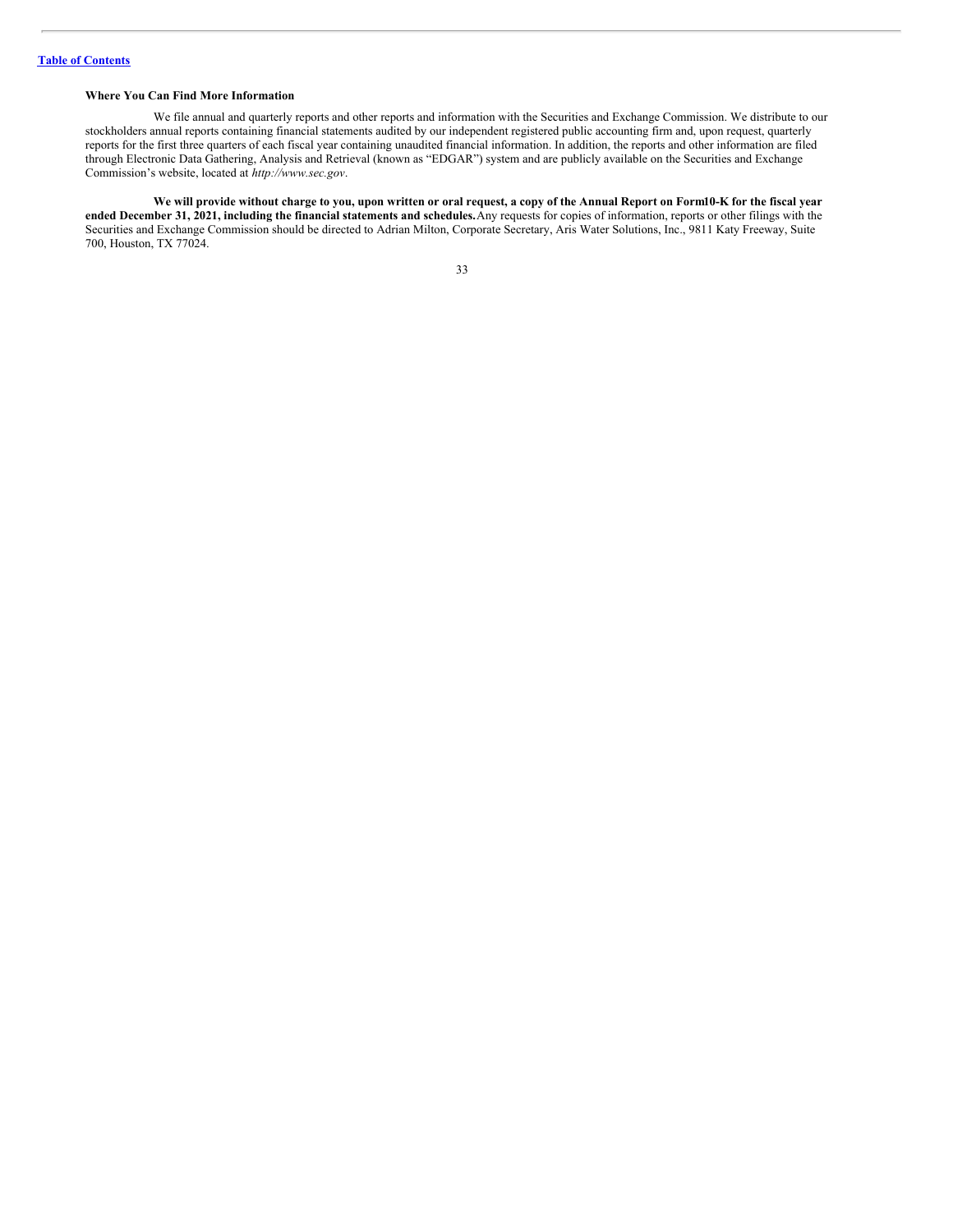[Table of Contents](#)

### Where You Can Find More Information

We file annual and quarterly reports and other reports and information with the Securities and Exchange Commission. We distribute to our stockholders annual reports containing financial statements audited by our independent registered public accounting firm and, upon request, quarterly reports for the first three quarters of each fiscal year containing unaudited financial information. In addition, the reports and other information are filed through Electronic Data Gathering, Analysis and Retrieval (known as "EDGAR") system and are publicly available on the Securities and Exchange Commission's website, located at *http://www.sec.gov*.

**We will provide without charge to you, upon written or oral request, a copy of the Annual Report on Form10-K for the fiscal year ended December 31, 2021, including the financial statements and schedules.** Any requests for copies of information, reports or other filings with the Securities and Exchange Commission should be directed to Adrian Milton, Corporate Secretary, Aris Water Solutions, Inc., 9811 Katy Freeway, Suite 700, Houston, TX 77024.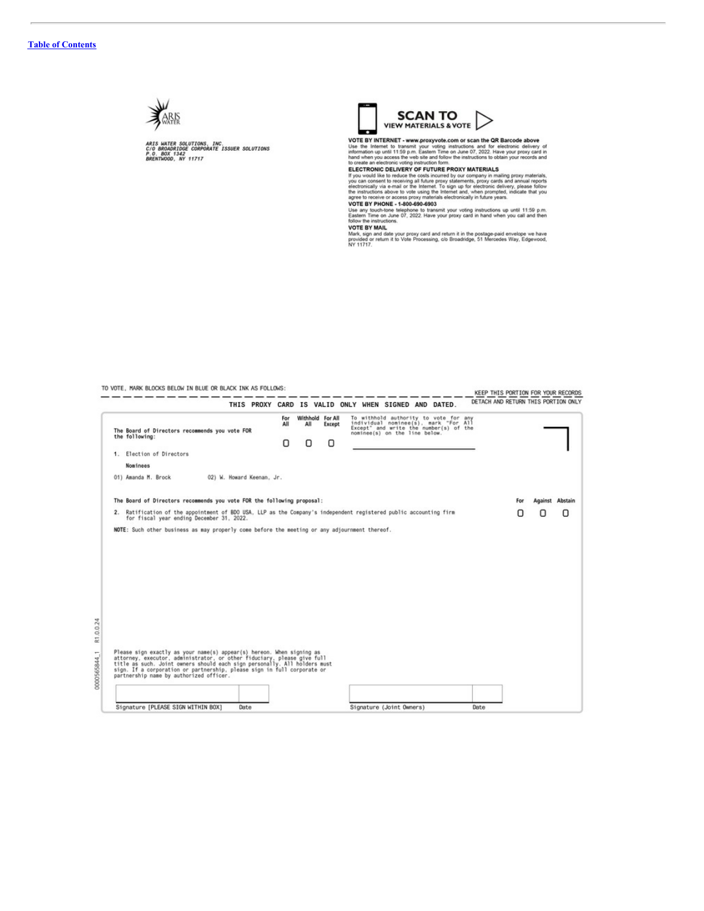[Table of Contents](#)

ARIS WATER

*ARIS WATER SOLUTIONS, INC.*
*C/O BROADRIDGE CORPORATE ISSUER SOLUTIONS*
*P.O. BOX 1342*
*BRENTWOOD, NY 11717*

**SCAN TO VIEW MATERIALS & VOTE**

**VOTE BY INTERNET - www.proxyvote.com or scan the QR Barcode above**
Use the Internet to transmit your voting instructions and for electronic delivery of information up until 11:59 p.m. Eastern Time on June 07, 2022. Have your proxy card in hand when you access the web site and follow the instructions to obtain your records and to create an electronic voting instruction form.

**ELECTRONIC DELIVERY OF FUTURE PROXY MATERIALS**
If you would like to reduce the costs incurred by our company in mailing proxy materials, you can consent to receiving all future proxy statements, proxy cards and annual reports electronically via e-mail or the Internet. To sign up for electronic delivery, please follow the instructions above to vote using the Internet and, when prompted, indicate that you agree to receive or access proxy materials electronically in future years.

**VOTE BY PHONE - 1-800-690-6903**
Use any touch-tone telephone to transmit your voting instructions up until 11:59 p.m. Eastern Time on June 07, 2022. Have your proxy card in hand when you call and then follow the instructions.

**VOTE BY MAIL**
Mark, sign and date your proxy card and return it in the postage-paid envelope we have provided or return it to Vote Processing, c/o Broadridge, 51 Mercedes Way, Edgewood, NY 11717.

TO VOTE, MARK BLOCKS BELOW IN BLUE OR BLACK INK AS FOLLOWS:

KEEP THIS PORTION FOR YOUR RECORDS

THIS PROXY CARD IS VALID ONLY WHEN SIGNED AND DATED.

DETACH AND RETURN THIS PORTION ONLY

| The Board of Directors recommends you vote FOR the following: | For All | Withhold All | For All Except | To withhold authority to vote for any individual nominee(s), mark "For All Except" and write the number(s) of the nominee(s) on the line below. |
|---|---|---|---|---|
| | ☐ | ☐ | ☐ | ______________________ |

1. Election of Directors

Nominees

01) Amanda M. Brock 02) W. Howard Keenan, Jr.

| The Board of Directors recommends you vote FOR the following proposal: | For | Against | Abstain |
|---|---|---|---|
| 2. Ratification of the appointment of BDO USA, LLP as the Company's independent registered public accounting firm for fiscal year ending December 31, 2022. | ☐ | ☐ | ☐ |

**NOTE:** Such other business as may properly come before the meeting or any adjournment thereof.

Please sign exactly as your name(s) appear(s) hereon. When signing as attorney, executor, administrator, or other fiduciary, please give full title as such. Joint owners should each sign personally. All holders must sign. If a corporation or partnership, please sign in full corporate or partnership name by authorized officer.

| Signature [PLEASE SIGN WITHIN BOX] | Date | Signature (Joint Owners) | Date |
|---|---|---|---|

0000565844_1 R1.0.0.24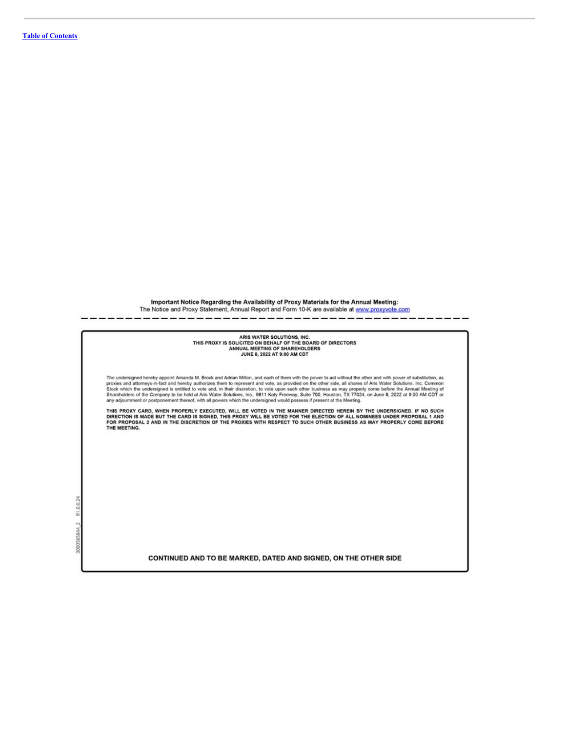[Table of Contents](#)

**Important Notice Regarding the Availability of Proxy Materials for the Annual Meeting:**
The Notice and Proxy Statement, Annual Report and Form 10-K are available at [www.proxyvote.com](http://www.proxyvote.com)

**ARIS WATER SOLUTIONS, INC.**
**THIS PROXY IS SOLICITED ON BEHALF OF THE BOARD OF DIRECTORS**
**ANNUAL MEETING OF SHAREHOLDERS**
**JUNE 8, 2022 AT 9:00 AM CDT**

The undersigned hereby appoint Amanda M. Brock and Adrian Milton, and each of them with the power to act without the other and with power of substitution, as proxies and attorneys-in-fact and hereby authorizes them to represent and vote, as provided on the other side, all shares of Aris Water Solutions, Inc. Common Stock which the undersigned is entitled to vote and, in their discretion, to vote upon such other business as may properly come before the Annual Meeting of Shareholders of the Company to be held at Aris Water Solutions, Inc., 9811 Katy Freeway, Suite 700, Houston, TX 77024, on June 8, 2022 at 9:00 AM CDT or any adjournment or postponement thereof, with all powers which the undersigned would possess if present at the Meeting.

**THIS PROXY CARD, WHEN PROPERLY EXECUTED, WILL BE VOTED IN THE MANNER DIRECTED HEREIN BY THE UNDERSIGNED. IF NO SUCH DIRECTION IS MADE BUT THE CARD IS SIGNED, THIS PROXY WILL BE VOTED FOR THE ELECTION OF ALL NOMINEES UNDER PROPOSAL 1 AND FOR PROPOSAL 2 AND IN THE DISCRETION OF THE PROXIES WITH RESPECT TO SUCH OTHER BUSINESS AS MAY PROPERLY COME BEFORE THE MEETING.**

0000565844_2 R1.0.0.24

**CONTINUED AND TO BE MARKED, DATED AND SIGNED, ON THE OTHER SIDE**